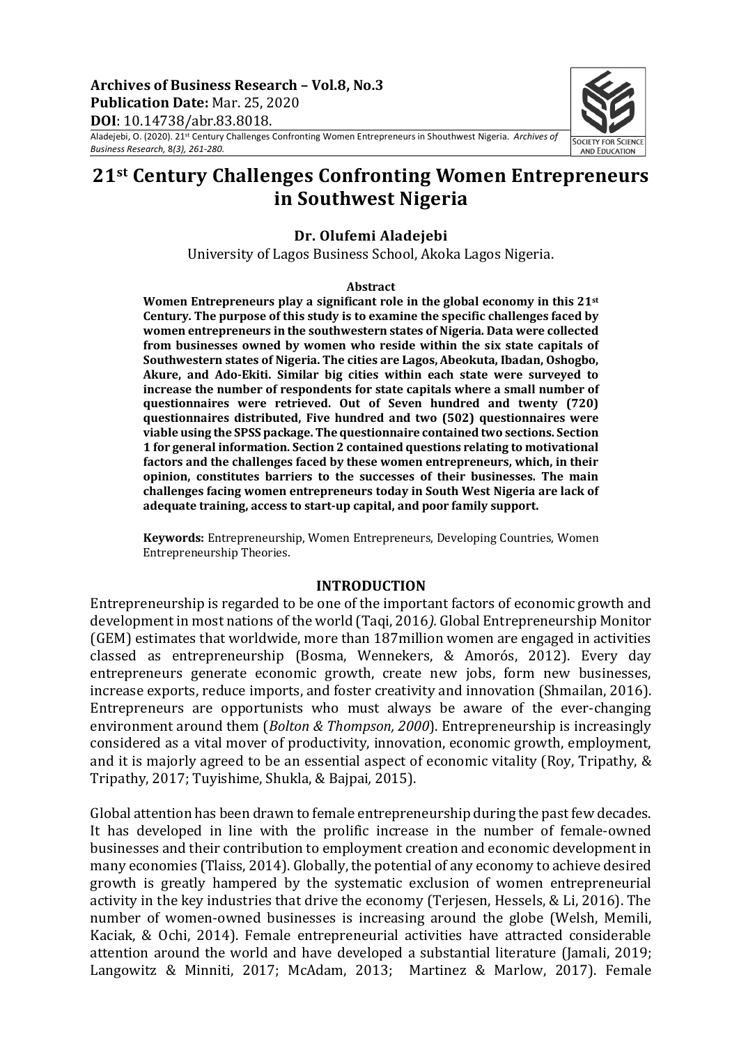**Archives of Business Research – Vol.8, No.3**
**Publication Date:** Mar. 25, 2020
**DOI**: 10.14738/abr.83.8018.

Aladejebi, O. (2020). 21st Century Challenges Confronting Women Entrepreneurs in Shouthwest Nigeria. *Archives of Business Research, 8(3), 261-280.*

# 21st Century Challenges Confronting Women Entrepreneurs in Southwest Nigeria

**Dr. Olufemi Aladejebi**

University of Lagos Business School, Akoka Lagos Nigeria.

**Abstract**

**Women Entrepreneurs play a significant role in the global economy in this 21st Century. The purpose of this study is to examine the specific challenges faced by women entrepreneurs in the southwestern states of Nigeria. Data were collected from businesses owned by women who reside within the six state capitals of Southwestern states of Nigeria. The cities are Lagos, Abeokuta, Ibadan, Oshogbo, Akure, and Ado-Ekiti. Similar big cities within each state were surveyed to increase the number of respondents for state capitals where a small number of questionnaires were retrieved. Out of Seven hundred and twenty (720) questionnaires distributed, Five hundred and two (502) questionnaires were viable using the SPSS package. The questionnaire contained two sections. Section 1 for general information. Section 2 contained questions relating to motivational factors and the challenges faced by these women entrepreneurs, which, in their opinion, constitutes barriers to the successes of their businesses. The main challenges facing women entrepreneurs today in South West Nigeria are lack of adequate training, access to start-up capital, and poor family support.**

**Keywords:** Entrepreneurship, Women Entrepreneurs, Developing Countries, Women Entrepreneurship Theories.

## INTRODUCTION

Entrepreneurship is regarded to be one of the important factors of economic growth and development in most nations of the world (Taqi, 2016*).* Global Entrepreneurship Monitor (GEM) estimates that worldwide, more than 187million women are engaged in activities classed as entrepreneurship (Bosma, Wennekers, & Amorós, 2012). Every day entrepreneurs generate economic growth, create new jobs, form new businesses, increase exports, reduce imports, and foster creativity and innovation (Shmailan, 2016). Entrepreneurs are opportunists who must always be aware of the ever-changing environment around them (*Bolton & Thompson, 2000*). Entrepreneurship is increasingly considered as a vital mover of productivity, innovation, economic growth, employment, and it is majorly agreed to be an essential aspect of economic vitality (Roy, Tripathy, & Tripathy, 2017; Tuyishime, Shukla, & Bajpai*,* 2015).

Global attention has been drawn to female entrepreneurship during the past few decades. It has developed in line with the prolific increase in the number of female-owned businesses and their contribution to employment creation and economic development in many economies (Tlaiss, 2014). Globally, the potential of any economy to achieve desired growth is greatly hampered by the systematic exclusion of women entrepreneurial activity in the key industries that drive the economy (Terjesen, Hessels, & Li, 2016). The number of women-owned businesses is increasing around the globe (Welsh, Memili, Kaciak, & Ochi, 2014). Female entrepreneurial activities have attracted considerable attention around the world and have developed a substantial literature (Jamali, 2019; Langowitz & Minniti, 2017; McAdam, 2013; Martinez & Marlow, 2017). Female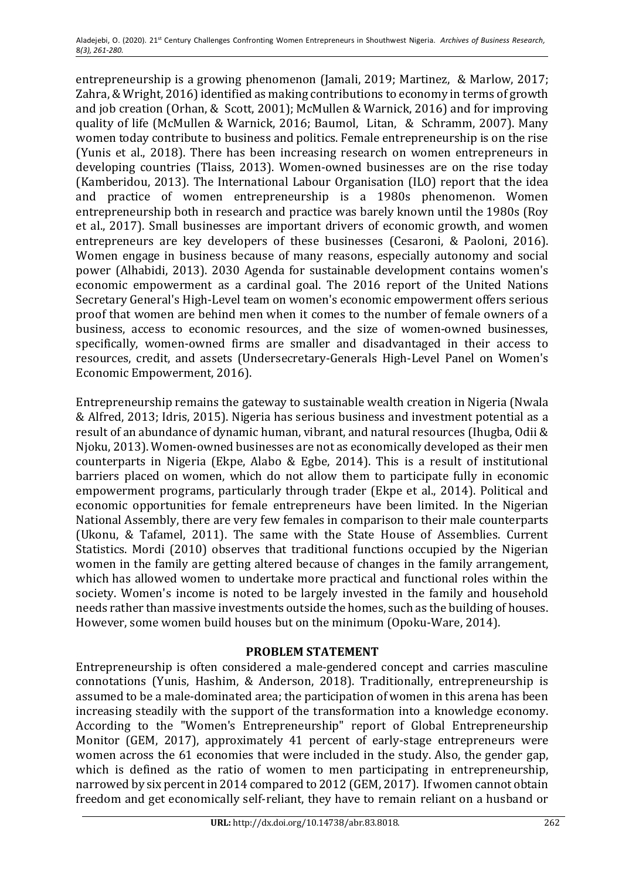entrepreneurship is a growing phenomenon (Jamali, 2019; Martinez, & Marlow, 2017; Zahra, & Wright, 2016) identified as making contributions to economy in terms of growth and job creation (Orhan, & Scott, 2001); McMullen & Warnick, 2016) and for improving quality of life (McMullen & Warnick, 2016; Baumol, Litan, & Schramm, 2007). Many women today contribute to business and politics. Female entrepreneurship is on the rise (Yunis et al., 2018). There has been increasing research on women entrepreneurs in developing countries (Tlaiss, 2013). Women-owned businesses are on the rise today (Kamberidou, 2013). The International Labour Organisation (ILO) report that the idea and practice of women entrepreneurship is a 1980s phenomenon. Women entrepreneurship both in research and practice was barely known until the 1980s (Roy et al., 2017). Small businesses are important drivers of economic growth, and women entrepreneurs are key developers of these businesses (Cesaroni, & Paoloni, 2016). Women engage in business because of many reasons, especially autonomy and social power (Alhabidi, 2013). 2030 Agenda for sustainable development contains women's economic empowerment as a cardinal goal. The 2016 report of the United Nations Secretary General's High-Level team on women's economic empowerment offers serious proof that women are behind men when it comes to the number of female owners of a business, access to economic resources, and the size of women-owned businesses, specifically, women-owned firms are smaller and disadvantaged in their access to resources, credit, and assets (Undersecretary-Generals High-Level Panel on Women's Economic Empowerment, 2016).

Entrepreneurship remains the gateway to sustainable wealth creation in Nigeria (Nwala & Alfred, 2013; Idris, 2015). Nigeria has serious business and investment potential as a result of an abundance of dynamic human, vibrant, and natural resources (Ihugba, Odii & Njoku, 2013). Women-owned businesses are not as economically developed as their men counterparts in Nigeria (Ekpe, Alabo & Egbe, 2014). This is a result of institutional barriers placed on women, which do not allow them to participate fully in economic empowerment programs, particularly through trader (Ekpe et al., 2014). Political and economic opportunities for female entrepreneurs have been limited. In the Nigerian National Assembly, there are very few females in comparison to their male counterparts (Ukonu, & Tafamel, 2011). The same with the State House of Assemblies. Current Statistics. Mordi (2010) observes that traditional functions occupied by the Nigerian women in the family are getting altered because of changes in the family arrangement, which has allowed women to undertake more practical and functional roles within the society. Women's income is noted to be largely invested in the family and household needs rather than massive investments outside the homes, such as the building of houses. However, some women build houses but on the minimum (Opoku-Ware, 2014).

## PROBLEM STATEMENT

Entrepreneurship is often considered a male-gendered concept and carries masculine connotations (Yunis, Hashim, & Anderson, 2018). Traditionally, entrepreneurship is assumed to be a male-dominated area; the participation of women in this arena has been increasing steadily with the support of the transformation into a knowledge economy. According to the "Women's Entrepreneurship" report of Global Entrepreneurship Monitor (GEM, 2017), approximately 41 percent of early-stage entrepreneurs were women across the 61 economies that were included in the study. Also, the gender gap, which is defined as the ratio of women to men participating in entrepreneurship, narrowed by six percent in 2014 compared to 2012 (GEM, 2017). If women cannot obtain freedom and get economically self-reliant, they have to remain reliant on a husband or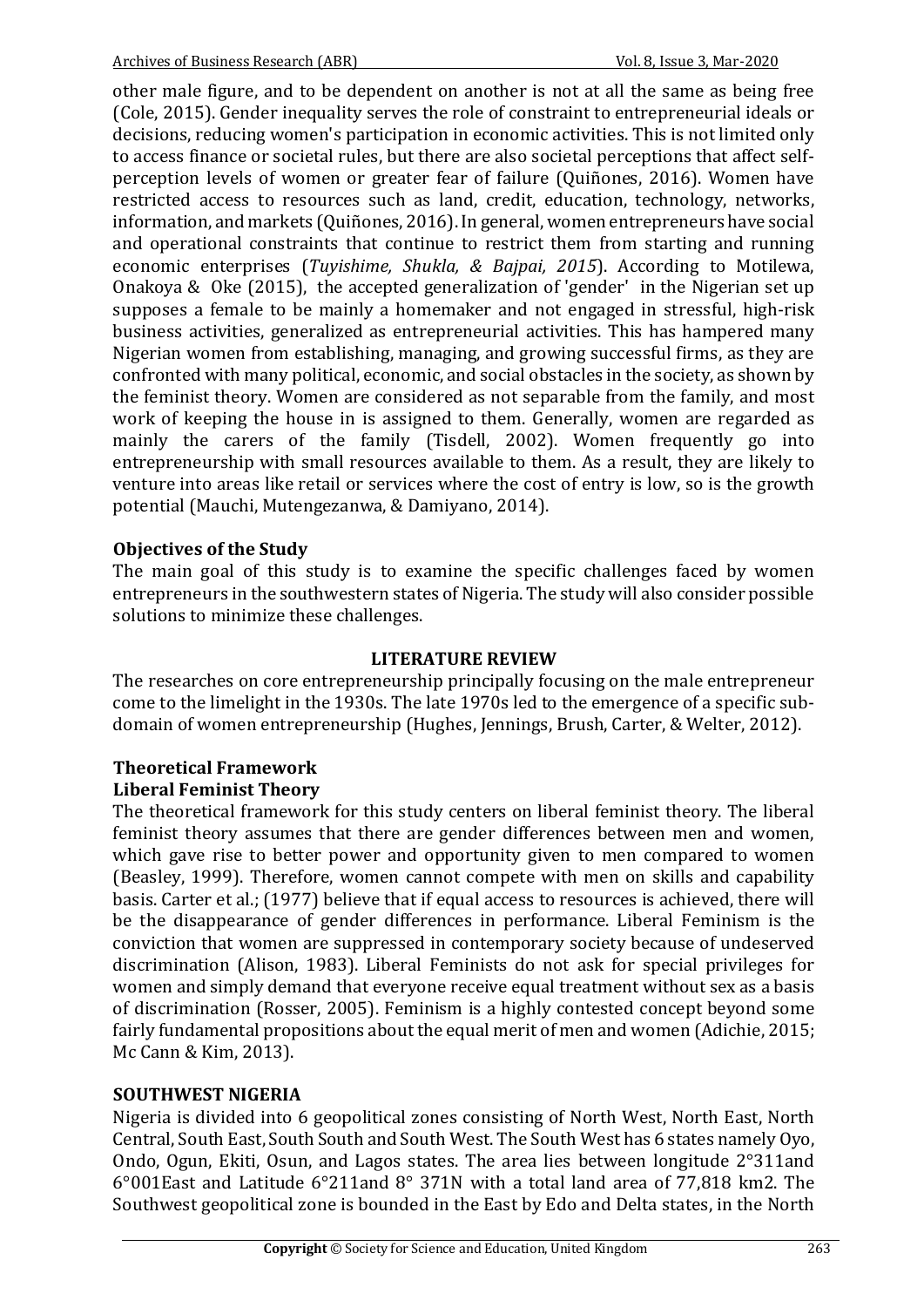other male figure, and to be dependent on another is not at all the same as being free (Cole, 2015). Gender inequality serves the role of constraint to entrepreneurial ideals or decisions, reducing women's participation in economic activities. This is not limited only to access finance or societal rules, but there are also societal perceptions that affect self-perception levels of women or greater fear of failure (Quiñones, 2016). Women have restricted access to resources such as land, credit, education, technology, networks, information, and markets (Quiñones, 2016). In general, women entrepreneurs have social and operational constraints that continue to restrict them from starting and running economic enterprises (*Tuyishime, Shukla, & Bajpai, 2015*). According to Motilewa, Onakoya & Oke (2015), the accepted generalization of 'gender' in the Nigerian set up supposes a female to be mainly a homemaker and not engaged in stressful, high-risk business activities, generalized as entrepreneurial activities. This has hampered many Nigerian women from establishing, managing, and growing successful firms, as they are confronted with many political, economic, and social obstacles in the society, as shown by the feminist theory. Women are considered as not separable from the family, and most work of keeping the house in is assigned to them. Generally, women are regarded as mainly the carers of the family (Tisdell, 2002). Women frequently go into entrepreneurship with small resources available to them. As a result, they are likely to venture into areas like retail or services where the cost of entry is low, so is the growth potential (Mauchi, Mutengezanwa, & Damiyano, 2014).

### Objectives of the Study

The main goal of this study is to examine the specific challenges faced by women entrepreneurs in the southwestern states of Nigeria. The study will also consider possible solutions to minimize these challenges.

## LITERATURE REVIEW

The researches on core entrepreneurship principally focusing on the male entrepreneur come to the limelight in the 1930s. The late 1970s led to the emergence of a specific sub-domain of women entrepreneurship (Hughes, Jennings, Brush, Carter, & Welter, 2012).

### Theoretical Framework

### Liberal Feminist Theory

The theoretical framework for this study centers on liberal feminist theory. The liberal feminist theory assumes that there are gender differences between men and women, which gave rise to better power and opportunity given to men compared to women (Beasley, 1999). Therefore, women cannot compete with men on skills and capability basis. Carter et al.; (1977) believe that if equal access to resources is achieved, there will be the disappearance of gender differences in performance. Liberal Feminism is the conviction that women are suppressed in contemporary society because of undeserved discrimination (Alison, 1983). Liberal Feminists do not ask for special privileges for women and simply demand that everyone receive equal treatment without sex as a basis of discrimination (Rosser, 2005). Feminism is a highly contested concept beyond some fairly fundamental propositions about the equal merit of men and women (Adichie, 2015; Mc Cann & Kim, 2013).

## SOUTHWEST NIGERIA

Nigeria is divided into 6 geopolitical zones consisting of North West, North East, North Central, South East, South South and South West. The South West has 6 states namely Oyo, Ondo, Ogun, Ekiti, Osun, and Lagos states. The area lies between longitude 2°311and 6°001East and Latitude 6°211and 8° 371N with a total land area of 77,818 km2. The Southwest geopolitical zone is bounded in the East by Edo and Delta states, in the North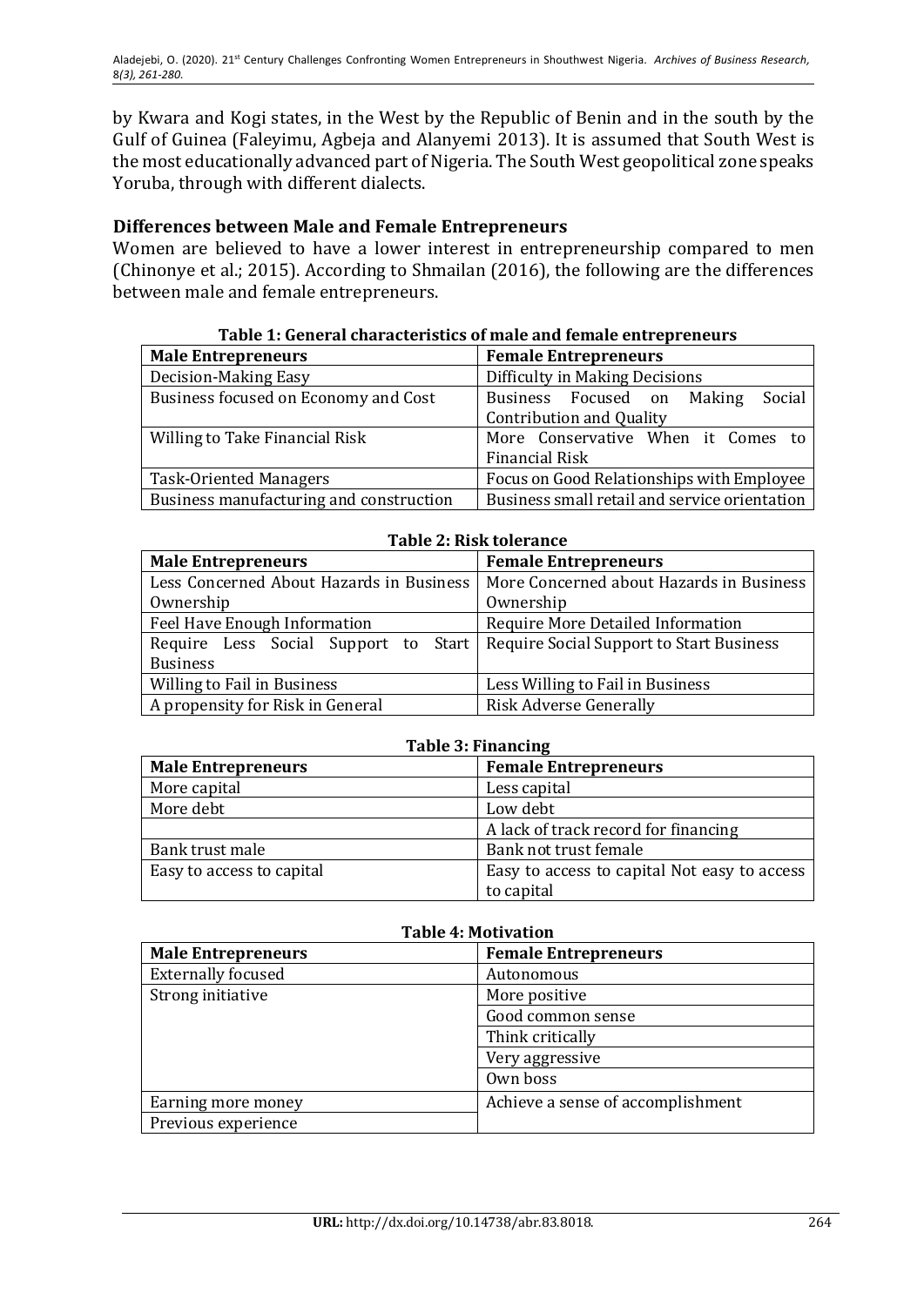by Kwara and Kogi states, in the West by the Republic of Benin and in the south by the Gulf of Guinea (Faleyimu, Agbeja and Alanyemi 2013). It is assumed that South West is the most educationally advanced part of Nigeria. The South West geopolitical zone speaks Yoruba, through with different dialects.

### Differences between Male and Female Entrepreneurs

Women are believed to have a lower interest in entrepreneurship compared to men (Chinonye et al.; 2015). According to Shmailan (2016), the following are the differences between male and female entrepreneurs.

**Table 1: General characteristics of male and female entrepreneurs**

| Male Entrepreneurs | Female Entrepreneurs |
|---|---|
| Decision-Making Easy | Difficulty in Making Decisions |
| Business focused on Economy and Cost | Business Focused on Making Social Contribution and Quality |
| Willing to Take Financial Risk | More Conservative When it Comes to Financial Risk |
| Task-Oriented Managers | Focus on Good Relationships with Employee |
| Business manufacturing and construction | Business small retail and service orientation |

**Table 2: Risk tolerance**

| Male Entrepreneurs | Female Entrepreneurs |
|---|---|
| Less Concerned About Hazards in Business Ownership | More Concerned about Hazards in Business Ownership |
| Feel Have Enough Information | Require More Detailed Information |
| Require Less Social Support to Start Business | Require Social Support to Start Business |
| Willing to Fail in Business | Less Willing to Fail in Business |
| A propensity for Risk in General | Risk Adverse Generally |

**Table 3: Financing**

| Male Entrepreneurs | Female Entrepreneurs |
|---|---|
| More capital | Less capital |
| More debt | Low debt |
| | A lack of track record for financing |
| Bank trust male | Bank not trust female |
| Easy to access to capital | Easy to access to capital Not easy to access to capital |

**Table 4: Motivation**

| Male Entrepreneurs | Female Entrepreneurs |
|---|---|
| Externally focused | Autonomous |
| Strong initiative | More positive |
| | Good common sense |
| | Think critically |
| | Very aggressive |
| | Own boss |
| Earning more money | Achieve a sense of accomplishment |
| Previous experience | |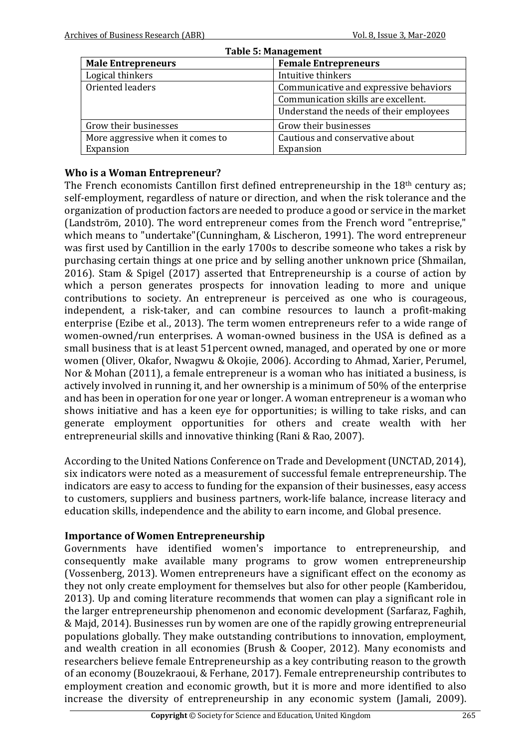**Table 5: Management**

| Male Entrepreneurs | Female Entrepreneurs |
|---|---|
| Logical thinkers | Intuitive thinkers |
| Oriented leaders | Communicative and expressive behaviors |
| | Communication skills are excellent. |
| | Understand the needs of their employees |
| Grow their businesses | Grow their businesses |
| More aggressive when it comes to Expansion | Cautious and conservative about Expansion |

### Who is a Woman Entrepreneur?

The French economists Cantillon first defined entrepreneurship in the 18th century as; self-employment, regardless of nature or direction, and when the risk tolerance and the organization of production factors are needed to produce a good or service in the market (Landström, 2010). The word entrepreneur comes from the French word "entreprise," which means to "undertake"(Cunningham, & Lischeron, 1991). The word entrepreneur was first used by Cantillion in the early 1700s to describe someone who takes a risk by purchasing certain things at one price and by selling another unknown price (Shmailan, 2016). Stam & Spigel (2017) asserted that Entrepreneurship is a course of action by which a person generates prospects for innovation leading to more and unique contributions to society. An entrepreneur is perceived as one who is courageous, independent, a risk-taker, and can combine resources to launch a profit-making enterprise (Ezibe et al., 2013). The term women entrepreneurs refer to a wide range of women-owned/run enterprises. A woman-owned business in the USA is defined as a small business that is at least 51percent owned, managed, and operated by one or more women (Oliver, Okafor, Nwagwu & Okojie, 2006). According to Ahmad, Xarier, Perumel, Nor & Mohan (2011), a female entrepreneur is a woman who has initiated a business, is actively involved in running it, and her ownership is a minimum of 50% of the enterprise and has been in operation for one year or longer. A woman entrepreneur is a woman who shows initiative and has a keen eye for opportunities; is willing to take risks, and can generate employment opportunities for others and create wealth with her entrepreneurial skills and innovative thinking (Rani & Rao, 2007).

According to the United Nations Conference on Trade and Development (UNCTAD, 2014), six indicators were noted as a measurement of successful female entrepreneurship. The indicators are easy to access to funding for the expansion of their businesses, easy access to customers, suppliers and business partners, work-life balance, increase literacy and education skills, independence and the ability to earn income, and Global presence.

### Importance of Women Entrepreneurship

Governments have identified women's importance to entrepreneurship, and consequently make available many programs to grow women entrepreneurship (Vossenberg, 2013). Women entrepreneurs have a significant effect on the economy as they not only create employment for themselves but also for other people (Kamberidou, 2013). Up and coming literature recommends that women can play a significant role in the larger entrepreneurship phenomenon and economic development (Sarfaraz, Faghih, & Majd, 2014). Businesses run by women are one of the rapidly growing entrepreneurial populations globally. They make outstanding contributions to innovation, employment, and wealth creation in all economies (Brush & Cooper, 2012). Many economists and researchers believe female Entrepreneurship as a key contributing reason to the growth of an economy (Bouzekraoui, & Ferhane, 2017). Female entrepreneurship contributes to employment creation and economic growth, but it is more and more identified to also increase the diversity of entrepreneurship in any economic system (Jamali, 2009).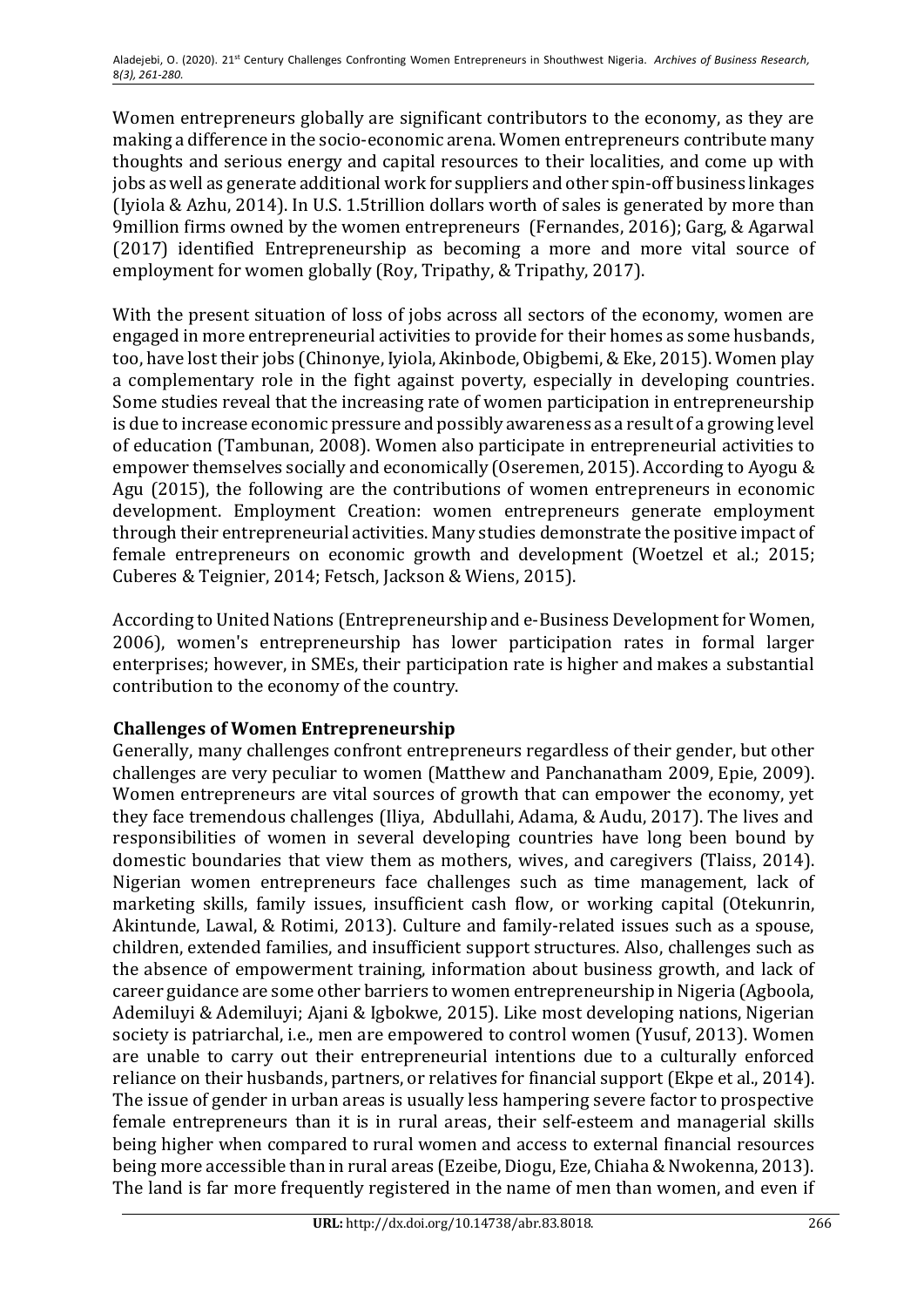Women entrepreneurs globally are significant contributors to the economy, as they are making a difference in the socio-economic arena. Women entrepreneurs contribute many thoughts and serious energy and capital resources to their localities, and come up with jobs as well as generate additional work for suppliers and other spin-off business linkages (Iyiola & Azhu, 2014). In U.S. 1.5trillion dollars worth of sales is generated by more than 9million firms owned by the women entrepreneurs (Fernandes, 2016); Garg, & Agarwal (2017) identified Entrepreneurship as becoming a more and more vital source of employment for women globally (Roy, Tripathy, & Tripathy, 2017).

With the present situation of loss of jobs across all sectors of the economy, women are engaged in more entrepreneurial activities to provide for their homes as some husbands, too, have lost their jobs (Chinonye, Iyiola, Akinbode, Obigbemi, & Eke, 2015). Women play a complementary role in the fight against poverty, especially in developing countries. Some studies reveal that the increasing rate of women participation in entrepreneurship is due to increase economic pressure and possibly awareness as a result of a growing level of education (Tambunan, 2008). Women also participate in entrepreneurial activities to empower themselves socially and economically (Oseremen, 2015). According to Ayogu & Agu (2015), the following are the contributions of women entrepreneurs in economic development. Employment Creation: women entrepreneurs generate employment through their entrepreneurial activities. Many studies demonstrate the positive impact of female entrepreneurs on economic growth and development (Woetzel et al.; 2015; Cuberes & Teignier, 2014; Fetsch, Jackson & Wiens, 2015).

According to United Nations (Entrepreneurship and e-Business Development for Women, 2006), women's entrepreneurship has lower participation rates in formal larger enterprises; however, in SMEs, their participation rate is higher and makes a substantial contribution to the economy of the country.

**Challenges of Women Entrepreneurship**

Generally, many challenges confront entrepreneurs regardless of their gender, but other challenges are very peculiar to women (Matthew and Panchanatham 2009, Epie, 2009). Women entrepreneurs are vital sources of growth that can empower the economy, yet they face tremendous challenges (Iliya, Abdullahi, Adama, & Audu, 2017). The lives and responsibilities of women in several developing countries have long been bound by domestic boundaries that view them as mothers, wives, and caregivers (Tlaiss, 2014). Nigerian women entrepreneurs face challenges such as time management, lack of marketing skills, family issues, insufficient cash flow, or working capital (Otekunrin, Akintunde, Lawal, & Rotimi, 2013). Culture and family-related issues such as a spouse, children, extended families, and insufficient support structures. Also, challenges such as the absence of empowerment training, information about business growth, and lack of career guidance are some other barriers to women entrepreneurship in Nigeria (Agboola, Ademiluyi & Ademiluyi; Ajani & Igbokwe, 2015). Like most developing nations, Nigerian society is patriarchal, i.e., men are empowered to control women (Yusuf, 2013). Women are unable to carry out their entrepreneurial intentions due to a culturally enforced reliance on their husbands, partners, or relatives for financial support (Ekpe et al., 2014). The issue of gender in urban areas is usually less hampering severe factor to prospective female entrepreneurs than it is in rural areas, their self-esteem and managerial skills being higher when compared to rural women and access to external financial resources being more accessible than in rural areas (Ezeibe, Diogu, Eze, Chiaha & Nwokenna, 2013). The land is far more frequently registered in the name of men than women, and even if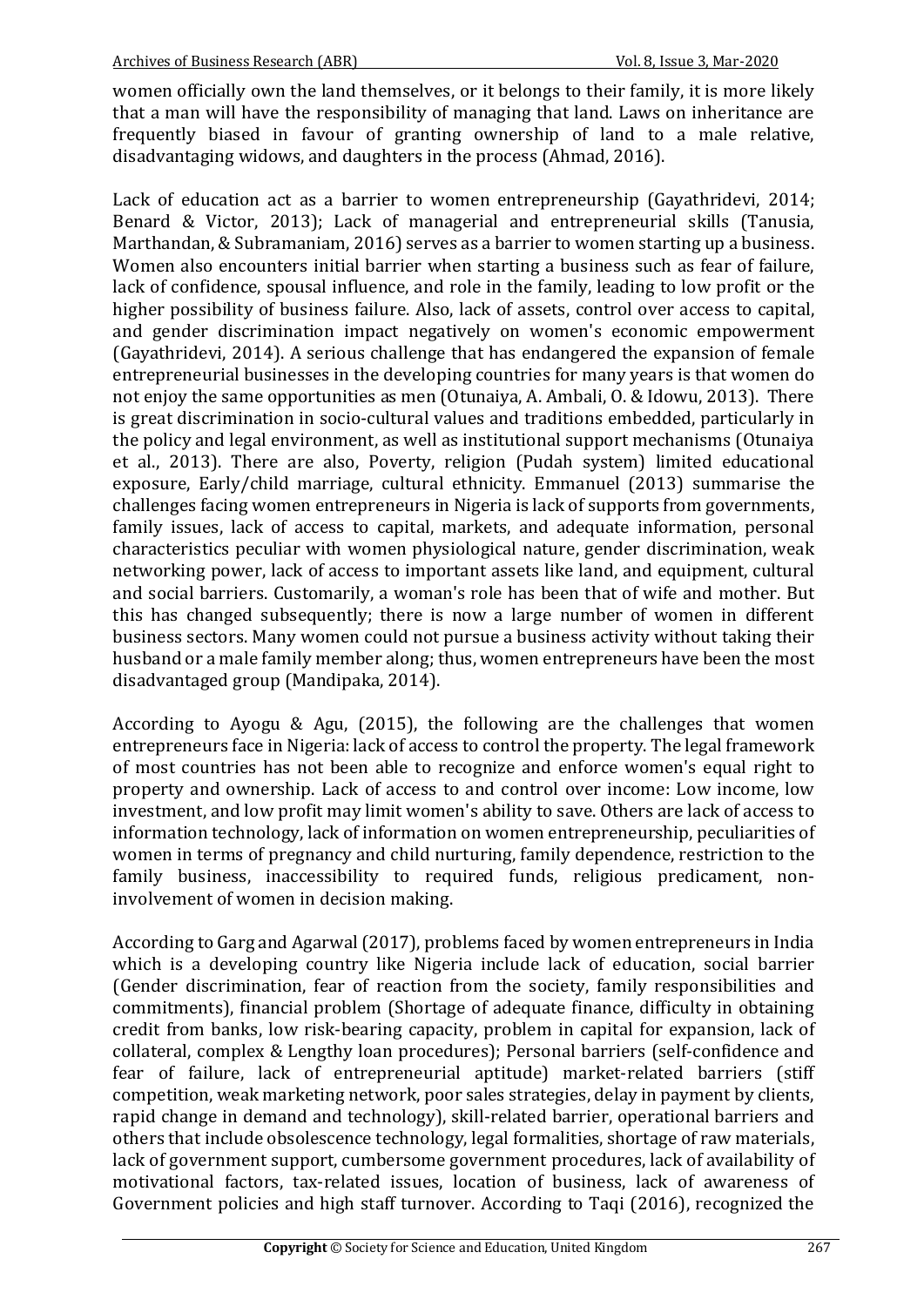women officially own the land themselves, or it belongs to their family, it is more likely that a man will have the responsibility of managing that land. Laws on inheritance are frequently biased in favour of granting ownership of land to a male relative, disadvantaging widows, and daughters in the process (Ahmad, 2016).

Lack of education act as a barrier to women entrepreneurship (Gayathridevi, 2014; Benard & Victor, 2013); Lack of managerial and entrepreneurial skills (Tanusia, Marthandan, & Subramaniam, 2016) serves as a barrier to women starting up a business. Women also encounters initial barrier when starting a business such as fear of failure, lack of confidence, spousal influence, and role in the family, leading to low profit or the higher possibility of business failure. Also, lack of assets, control over access to capital, and gender discrimination impact negatively on women's economic empowerment (Gayathridevi, 2014). A serious challenge that has endangered the expansion of female entrepreneurial businesses in the developing countries for many years is that women do not enjoy the same opportunities as men (Otunaiya, A. Ambali, O. & Idowu, 2013). There is great discrimination in socio-cultural values and traditions embedded, particularly in the policy and legal environment, as well as institutional support mechanisms (Otunaiya et al., 2013). There are also, Poverty, religion (Pudah system) limited educational exposure, Early/child marriage, cultural ethnicity. Emmanuel (2013) summarise the challenges facing women entrepreneurs in Nigeria is lack of supports from governments, family issues, lack of access to capital, markets, and adequate information, personal characteristics peculiar with women physiological nature, gender discrimination, weak networking power, lack of access to important assets like land, and equipment, cultural and social barriers. Customarily, a woman's role has been that of wife and mother. But this has changed subsequently; there is now a large number of women in different business sectors. Many women could not pursue a business activity without taking their husband or a male family member along; thus, women entrepreneurs have been the most disadvantaged group (Mandipaka, 2014).

According to Ayogu & Agu, (2015), the following are the challenges that women entrepreneurs face in Nigeria: lack of access to control the property. The legal framework of most countries has not been able to recognize and enforce women's equal right to property and ownership. Lack of access to and control over income: Low income, low investment, and low profit may limit women's ability to save. Others are lack of access to information technology, lack of information on women entrepreneurship, peculiarities of women in terms of pregnancy and child nurturing, family dependence, restriction to the family business, inaccessibility to required funds, religious predicament, non-involvement of women in decision making.

According to Garg and Agarwal (2017), problems faced by women entrepreneurs in India which is a developing country like Nigeria include lack of education, social barrier (Gender discrimination, fear of reaction from the society, family responsibilities and commitments), financial problem (Shortage of adequate finance, difficulty in obtaining credit from banks, low risk-bearing capacity, problem in capital for expansion, lack of collateral, complex & Lengthy loan procedures); Personal barriers (self-confidence and fear of failure, lack of entrepreneurial aptitude) market-related barriers (stiff competition, weak marketing network, poor sales strategies, delay in payment by clients, rapid change in demand and technology), skill-related barrier, operational barriers and others that include obsolescence technology, legal formalities, shortage of raw materials, lack of government support, cumbersome government procedures, lack of availability of motivational factors, tax-related issues, location of business, lack of awareness of Government policies and high staff turnover. According to Taqi (2016), recognized the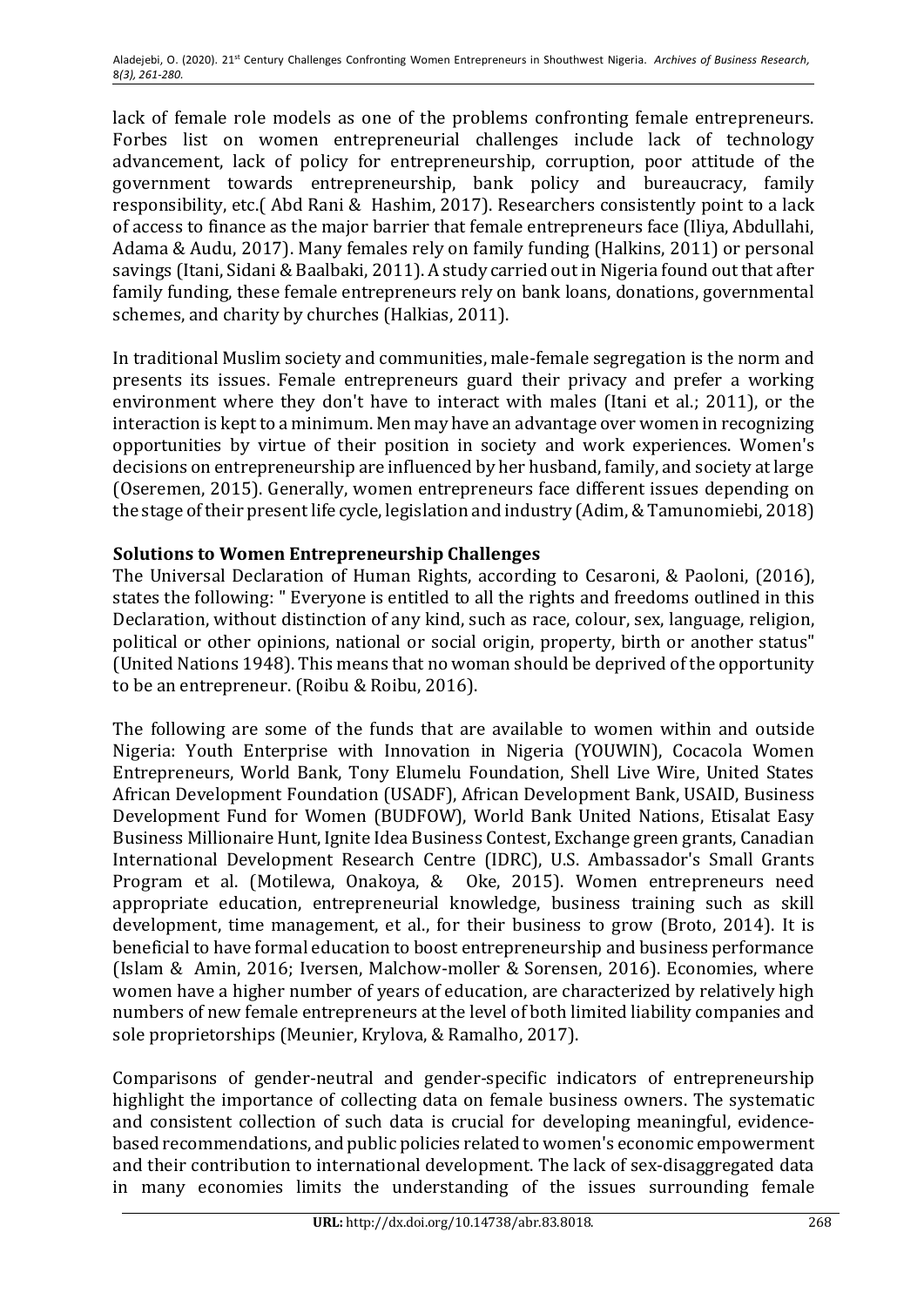lack of female role models as one of the problems confronting female entrepreneurs. Forbes list on women entrepreneurial challenges include lack of technology advancement, lack of policy for entrepreneurship, corruption, poor attitude of the government towards entrepreneurship, bank policy and bureaucracy, family responsibility, etc.( Abd Rani & Hashim, 2017). Researchers consistently point to a lack of access to finance as the major barrier that female entrepreneurs face (Iliya, Abdullahi, Adama & Audu, 2017). Many females rely on family funding (Halkins, 2011) or personal savings (Itani, Sidani & Baalbaki, 2011). A study carried out in Nigeria found out that after family funding, these female entrepreneurs rely on bank loans, donations, governmental schemes, and charity by churches (Halkias, 2011).

In traditional Muslim society and communities, male-female segregation is the norm and presents its issues. Female entrepreneurs guard their privacy and prefer a working environment where they don't have to interact with males (Itani et al.; 2011), or the interaction is kept to a minimum. Men may have an advantage over women in recognizing opportunities by virtue of their position in society and work experiences. Women's decisions on entrepreneurship are influenced by her husband, family, and society at large (Oseremen, 2015). Generally, women entrepreneurs face different issues depending on the stage of their present life cycle, legislation and industry (Adim, & Tamunomiebi, 2018)

**Solutions to Women Entrepreneurship Challenges**

The Universal Declaration of Human Rights, according to Cesaroni, & Paoloni, (2016), states the following: " Everyone is entitled to all the rights and freedoms outlined in this Declaration, without distinction of any kind, such as race, colour, sex, language, religion, political or other opinions, national or social origin, property, birth or another status" (United Nations 1948). This means that no woman should be deprived of the opportunity to be an entrepreneur. (Roibu & Roibu, 2016).

The following are some of the funds that are available to women within and outside Nigeria: Youth Enterprise with Innovation in Nigeria (YOUWIN), Cocacola Women Entrepreneurs, World Bank, Tony Elumelu Foundation, Shell Live Wire, United States African Development Foundation (USADF), African Development Bank, USAID, Business Development Fund for Women (BUDFOW), World Bank United Nations, Etisalat Easy Business Millionaire Hunt, Ignite Idea Business Contest, Exchange green grants, Canadian International Development Research Centre (IDRC), U.S. Ambassador's Small Grants Program et al. (Motilewa, Onakoya, & Oke, 2015). Women entrepreneurs need appropriate education, entrepreneurial knowledge, business training such as skill development, time management, et al., for their business to grow (Broto, 2014). It is beneficial to have formal education to boost entrepreneurship and business performance (Islam & Amin, 2016; Iversen, Malchow-moller & Sorensen, 2016). Economies, where women have a higher number of years of education, are characterized by relatively high numbers of new female entrepreneurs at the level of both limited liability companies and sole proprietorships (Meunier, Krylova, & Ramalho, 2017).

Comparisons of gender-neutral and gender-specific indicators of entrepreneurship highlight the importance of collecting data on female business owners. The systematic and consistent collection of such data is crucial for developing meaningful, evidence-based recommendations, and public policies related to women's economic empowerment and their contribution to international development. The lack of sex-disaggregated data in many economies limits the understanding of the issues surrounding female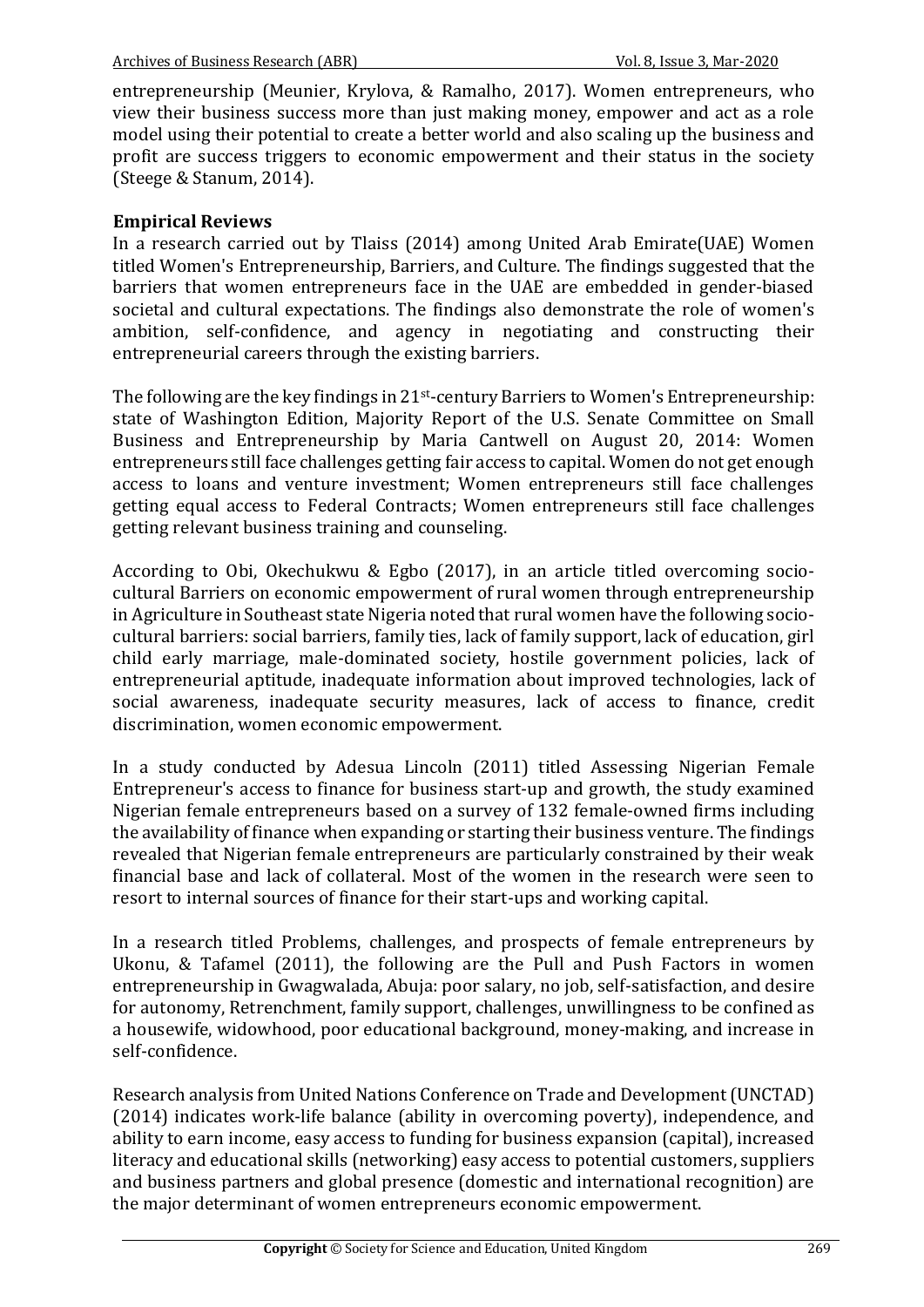entrepreneurship (Meunier, Krylova, & Ramalho, 2017). Women entrepreneurs, who view their business success more than just making money, empower and act as a role model using their potential to create a better world and also scaling up the business and profit are success triggers to economic empowerment and their status in the society (Steege & Stanum, 2014).

## Empirical Reviews

In a research carried out by Tlaiss (2014) among United Arab Emirate(UAE) Women titled Women's Entrepreneurship, Barriers, and Culture. The findings suggested that the barriers that women entrepreneurs face in the UAE are embedded in gender-biased societal and cultural expectations. The findings also demonstrate the role of women's ambition, self-confidence, and agency in negotiating and constructing their entrepreneurial careers through the existing barriers.

The following are the key findings in 21st-century Barriers to Women's Entrepreneurship: state of Washington Edition, Majority Report of the U.S. Senate Committee on Small Business and Entrepreneurship by Maria Cantwell on August 20, 2014: Women entrepreneurs still face challenges getting fair access to capital. Women do not get enough access to loans and venture investment; Women entrepreneurs still face challenges getting equal access to Federal Contracts; Women entrepreneurs still face challenges getting relevant business training and counseling.

According to Obi, Okechukwu & Egbo (2017), in an article titled overcoming socio-cultural Barriers on economic empowerment of rural women through entrepreneurship in Agriculture in Southeast state Nigeria noted that rural women have the following socio-cultural barriers: social barriers, family ties, lack of family support, lack of education, girl child early marriage, male-dominated society, hostile government policies, lack of entrepreneurial aptitude, inadequate information about improved technologies, lack of social awareness, inadequate security measures, lack of access to finance, credit discrimination, women economic empowerment.

In a study conducted by Adesua Lincoln (2011) titled Assessing Nigerian Female Entrepreneur's access to finance for business start-up and growth, the study examined Nigerian female entrepreneurs based on a survey of 132 female-owned firms including the availability of finance when expanding or starting their business venture. The findings revealed that Nigerian female entrepreneurs are particularly constrained by their weak financial base and lack of collateral. Most of the women in the research were seen to resort to internal sources of finance for their start-ups and working capital.

In a research titled Problems, challenges, and prospects of female entrepreneurs by Ukonu, & Tafamel (2011), the following are the Pull and Push Factors in women entrepreneurship in Gwagwalada, Abuja: poor salary, no job, self-satisfaction, and desire for autonomy, Retrenchment, family support, challenges, unwillingness to be confined as a housewife, widowhood, poor educational background, money-making, and increase in self-confidence.

Research analysis from United Nations Conference on Trade and Development (UNCTAD) (2014) indicates work-life balance (ability in overcoming poverty), independence, and ability to earn income, easy access to funding for business expansion (capital), increased literacy and educational skills (networking) easy access to potential customers, suppliers and business partners and global presence (domestic and international recognition) are the major determinant of women entrepreneurs economic empowerment.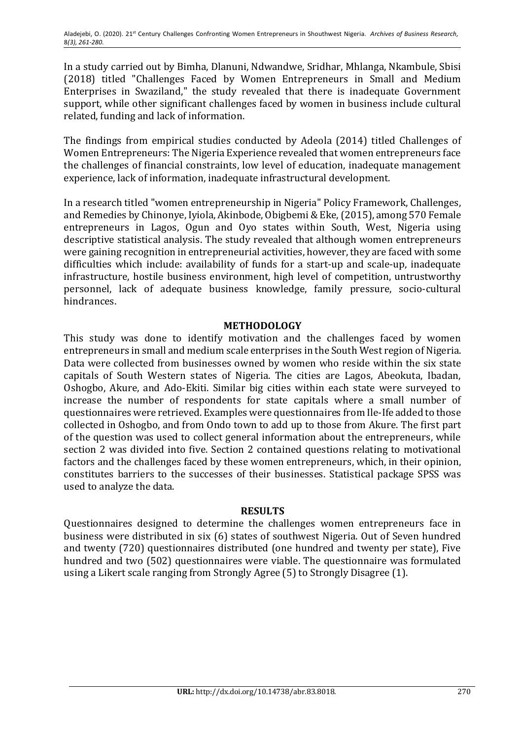In a study carried out by Bimha, Dlanuni, Ndwandwe, Sridhar, Mhlanga, Nkambule, Sbisi (2018) titled "Challenges Faced by Women Entrepreneurs in Small and Medium Enterprises in Swaziland," the study revealed that there is inadequate Government support, while other significant challenges faced by women in business include cultural related, funding and lack of information.

The findings from empirical studies conducted by Adeola (2014) titled Challenges of Women Entrepreneurs: The Nigeria Experience revealed that women entrepreneurs face the challenges of financial constraints, low level of education, inadequate management experience, lack of information, inadequate infrastructural development.

In a research titled "women entrepreneurship in Nigeria" Policy Framework, Challenges, and Remedies by Chinonye, Iyiola, Akinbode, Obigbemi & Eke, (2015), among 570 Female entrepreneurs in Lagos, Ogun and Oyo states within South, West, Nigeria using descriptive statistical analysis. The study revealed that although women entrepreneurs were gaining recognition in entrepreneurial activities, however, they are faced with some difficulties which include: availability of funds for a start-up and scale-up, inadequate infrastructure, hostile business environment, high level of competition, untrustworthy personnel, lack of adequate business knowledge, family pressure, socio-cultural hindrances.

## METHODOLOGY

This study was done to identify motivation and the challenges faced by women entrepreneurs in small and medium scale enterprises in the South West region of Nigeria. Data were collected from businesses owned by women who reside within the six state capitals of South Western states of Nigeria. The cities are Lagos, Abeokuta, Ibadan, Oshogbo, Akure, and Ado-Ekiti. Similar big cities within each state were surveyed to increase the number of respondents for state capitals where a small number of questionnaires were retrieved. Examples were questionnaires from Ile-Ife added to those collected in Oshogbo, and from Ondo town to add up to those from Akure. The first part of the question was used to collect general information about the entrepreneurs, while section 2 was divided into five. Section 2 contained questions relating to motivational factors and the challenges faced by these women entrepreneurs, which, in their opinion, constitutes barriers to the successes of their businesses. Statistical package SPSS was used to analyze the data.

## RESULTS

Questionnaires designed to determine the challenges women entrepreneurs face in business were distributed in six (6) states of southwest Nigeria. Out of Seven hundred and twenty (720) questionnaires distributed (one hundred and twenty per state), Five hundred and two (502) questionnaires were viable. The questionnaire was formulated using a Likert scale ranging from Strongly Agree (5) to Strongly Disagree (1).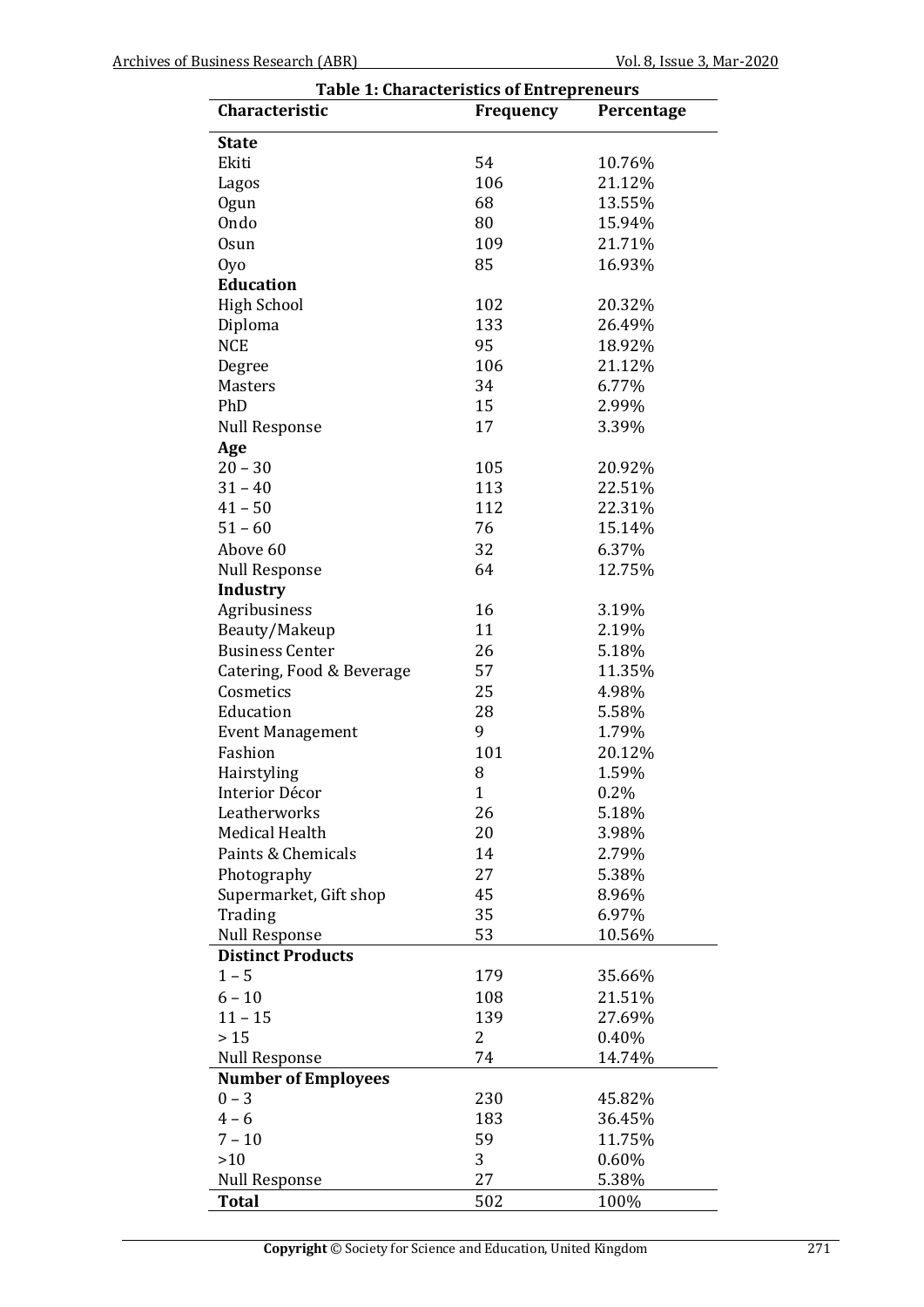**Table 1: Characteristics of Entrepreneurs**

| Characteristic | Frequency | Percentage |
|---|---|---|
| **State** | | |
| Ekiti | 54 | 10.76% |
| Lagos | 106 | 21.12% |
| Ogun | 68 | 13.55% |
| Ondo | 80 | 15.94% |
| Osun | 109 | 21.71% |
| Oyo | 85 | 16.93% |
| **Education** | | |
| High School | 102 | 20.32% |
| Diploma | 133 | 26.49% |
| NCE | 95 | 18.92% |
| Degree | 106 | 21.12% |
| Masters | 34 | 6.77% |
| PhD | 15 | 2.99% |
| Null Response | 17 | 3.39% |
| **Age** | | |
| 20 – 30 | 105 | 20.92% |
| 31 – 40 | 113 | 22.51% |
| 41 – 50 | 112 | 22.31% |
| 51 – 60 | 76 | 15.14% |
| Above 60 | 32 | 6.37% |
| Null Response | 64 | 12.75% |
| **Industry** | | |
| Agribusiness | 16 | 3.19% |
| Beauty/Makeup | 11 | 2.19% |
| Business Center | 26 | 5.18% |
| Catering, Food & Beverage | 57 | 11.35% |
| Cosmetics | 25 | 4.98% |
| Education | 28 | 5.58% |
| Event Management | 9 | 1.79% |
| Fashion | 101 | 20.12% |
| Hairstyling | 8 | 1.59% |
| Interior Décor | 1 | 0.2% |
| Leatherworks | 26 | 5.18% |
| Medical Health | 20 | 3.98% |
| Paints & Chemicals | 14 | 2.79% |
| Photography | 27 | 5.38% |
| Supermarket, Gift shop | 45 | 8.96% |
| Trading | 35 | 6.97% |
| Null Response | 53 | 10.56% |
| **Distinct Products** | | |
| 1 – 5 | 179 | 35.66% |
| 6 – 10 | 108 | 21.51% |
| 11 – 15 | 139 | 27.69% |
| > 15 | 2 | 0.40% |
| Null Response | 74 | 14.74% |
| **Number of Employees** | | |
| 0 – 3 | 230 | 45.82% |
| 4 – 6 | 183 | 36.45% |
| 7 – 10 | 59 | 11.75% |
| >10 | 3 | 0.60% |
| Null Response | 27 | 5.38% |
| **Total** | 502 | 100% |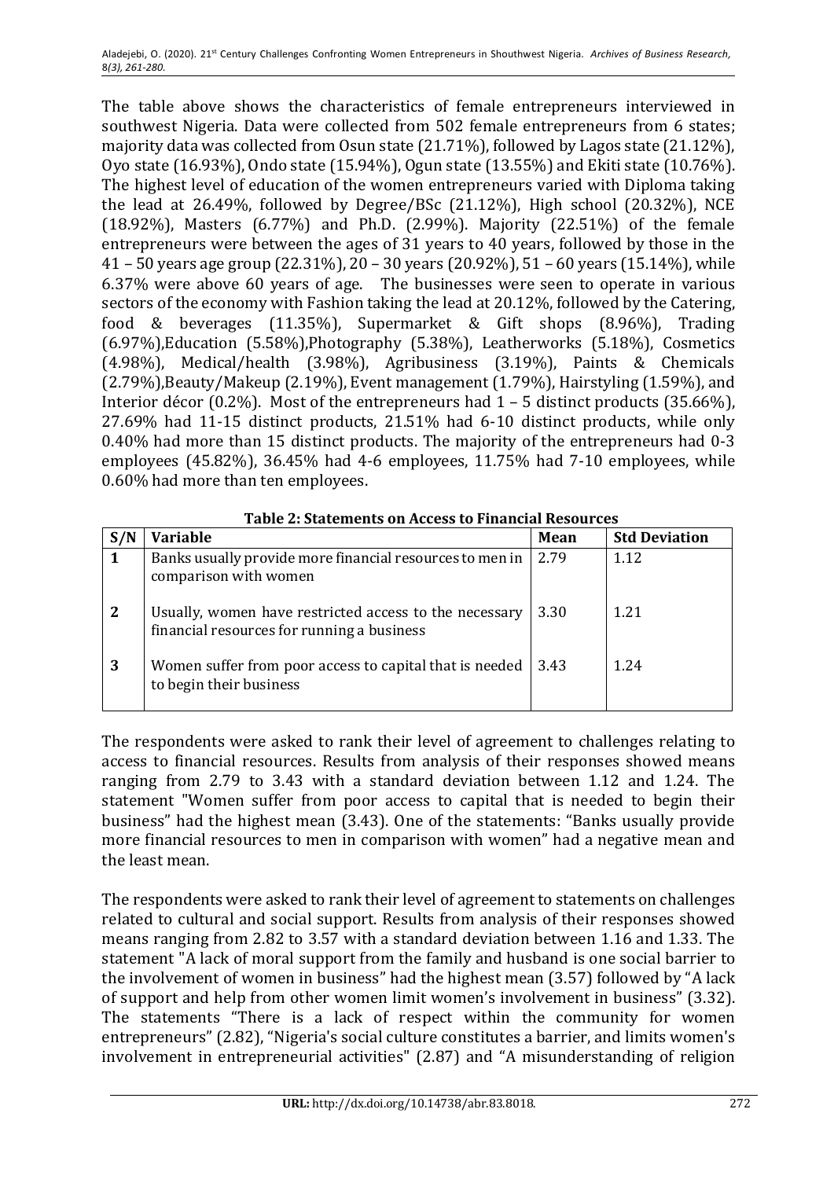The table above shows the characteristics of female entrepreneurs interviewed in southwest Nigeria. Data were collected from 502 female entrepreneurs from 6 states; majority data was collected from Osun state (21.71%), followed by Lagos state (21.12%), Oyo state (16.93%), Ondo state (15.94%), Ogun state (13.55%) and Ekiti state (10.76%). The highest level of education of the women entrepreneurs varied with Diploma taking the lead at 26.49%, followed by Degree/BSc (21.12%), High school (20.32%), NCE (18.92%), Masters (6.77%) and Ph.D. (2.99%). Majority (22.51%) of the female entrepreneurs were between the ages of 31 years to 40 years, followed by those in the 41 – 50 years age group (22.31%), 20 – 30 years (20.92%), 51 – 60 years (15.14%), while 6.37% were above 60 years of age. The businesses were seen to operate in various sectors of the economy with Fashion taking the lead at 20.12%, followed by the Catering, food & beverages (11.35%), Supermarket & Gift shops (8.96%), Trading (6.97%),Education (5.58%),Photography (5.38%), Leatherworks (5.18%), Cosmetics (4.98%), Medical/health (3.98%), Agribusiness (3.19%), Paints & Chemicals (2.79%),Beauty/Makeup (2.19%), Event management (1.79%), Hairstyling (1.59%), and Interior décor (0.2%). Most of the entrepreneurs had 1 – 5 distinct products (35.66%), 27.69% had 11-15 distinct products, 21.51% had 6-10 distinct products, while only 0.40% had more than 15 distinct products. The majority of the entrepreneurs had 0-3 employees (45.82%), 36.45% had 4-6 employees, 11.75% had 7-10 employees, while 0.60% had more than ten employees.

**Table 2: Statements on Access to Financial Resources**

| S/N | Variable | Mean | Std Deviation |
|---|---|---|---|
| 1 | Banks usually provide more financial resources to men in comparison with women | 2.79 | 1.12 |
| 2 | Usually, women have restricted access to the necessary financial resources for running a business | 3.30 | 1.21 |
| 3 | Women suffer from poor access to capital that is needed to begin their business | 3.43 | 1.24 |

The respondents were asked to rank their level of agreement to challenges relating to access to financial resources. Results from analysis of their responses showed means ranging from 2.79 to 3.43 with a standard deviation between 1.12 and 1.24. The statement "Women suffer from poor access to capital that is needed to begin their business" had the highest mean (3.43). One of the statements: "Banks usually provide more financial resources to men in comparison with women" had a negative mean and the least mean.

The respondents were asked to rank their level of agreement to statements on challenges related to cultural and social support. Results from analysis of their responses showed means ranging from 2.82 to 3.57 with a standard deviation between 1.16 and 1.33. The statement "A lack of moral support from the family and husband is one social barrier to the involvement of women in business" had the highest mean (3.57) followed by "A lack of support and help from other women limit women's involvement in business" (3.32). The statements "There is a lack of respect within the community for women entrepreneurs" (2.82), "Nigeria's social culture constitutes a barrier, and limits women's involvement in entrepreneurial activities" (2.87) and "A misunderstanding of religion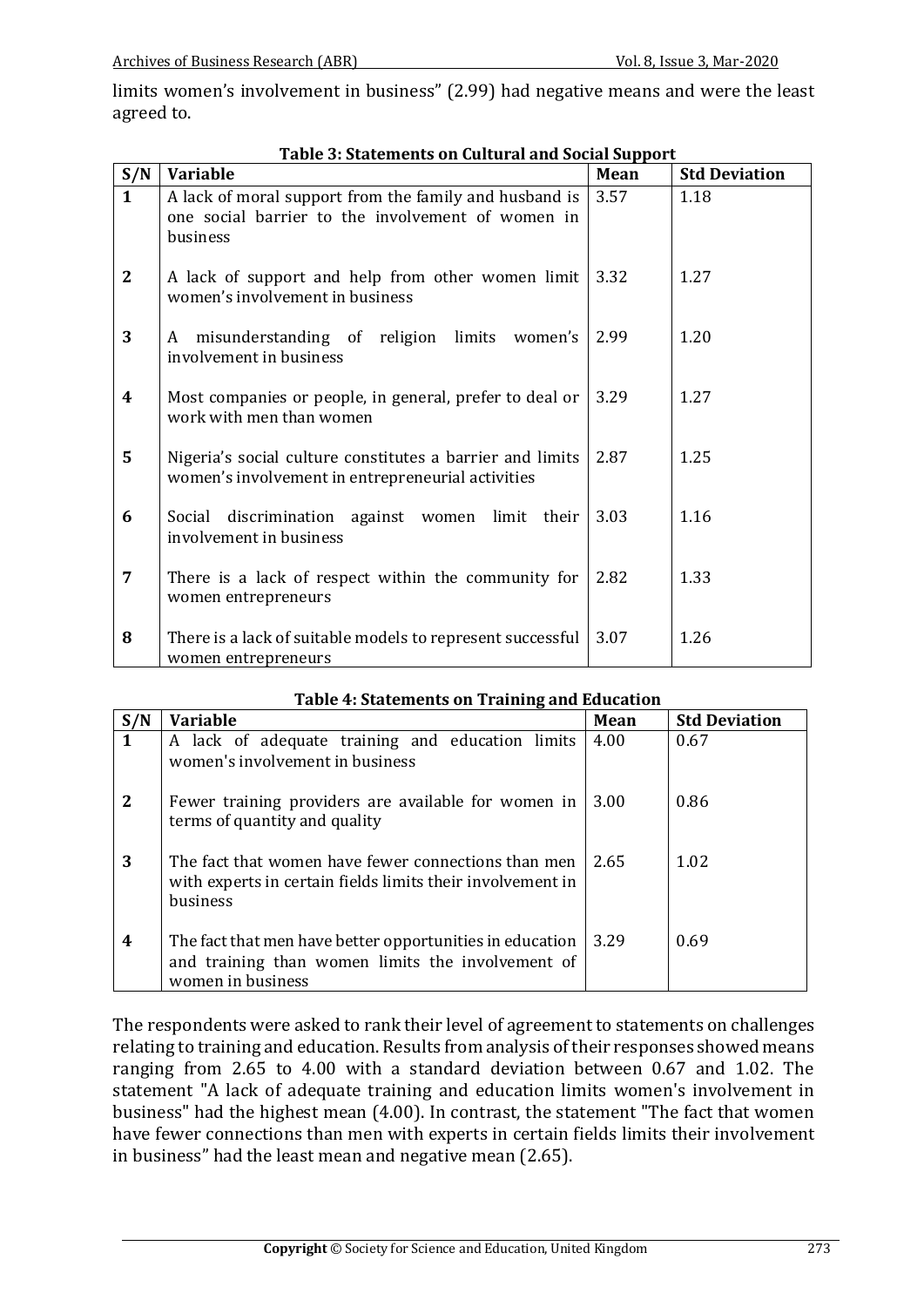limits women's involvement in business" (2.99) had negative means and were the least agreed to.

**Table 3: Statements on Cultural and Social Support**

| S/N | Variable | Mean | Std Deviation |
|---|---|---|---|
| 1 | A lack of moral support from the family and husband is one social barrier to the involvement of women in business | 3.57 | 1.18 |
| 2 | A lack of support and help from other women limit women's involvement in business | 3.32 | 1.27 |
| 3 | A misunderstanding of religion limits women's involvement in business | 2.99 | 1.20 |
| 4 | Most companies or people, in general, prefer to deal or work with men than women | 3.29 | 1.27 |
| 5 | Nigeria's social culture constitutes a barrier and limits women's involvement in entrepreneurial activities | 2.87 | 1.25 |
| 6 | Social discrimination against women limit their involvement in business | 3.03 | 1.16 |
| 7 | There is a lack of respect within the community for women entrepreneurs | 2.82 | 1.33 |
| 8 | There is a lack of suitable models to represent successful women entrepreneurs | 3.07 | 1.26 |

**Table 4: Statements on Training and Education**

| S/N | Variable | Mean | Std Deviation |
|---|---|---|---|
| 1 | A lack of adequate training and education limits women's involvement in business | 4.00 | 0.67 |
| 2 | Fewer training providers are available for women in terms of quantity and quality | 3.00 | 0.86 |
| 3 | The fact that women have fewer connections than men with experts in certain fields limits their involvement in business | 2.65 | 1.02 |
| 4 | The fact that men have better opportunities in education and training than women limits the involvement of women in business | 3.29 | 0.69 |

The respondents were asked to rank their level of agreement to statements on challenges relating to training and education. Results from analysis of their responses showed means ranging from 2.65 to 4.00 with a standard deviation between 0.67 and 1.02. The statement "A lack of adequate training and education limits women's involvement in business" had the highest mean (4.00). In contrast, the statement "The fact that women have fewer connections than men with experts in certain fields limits their involvement in business" had the least mean and negative mean (2.65).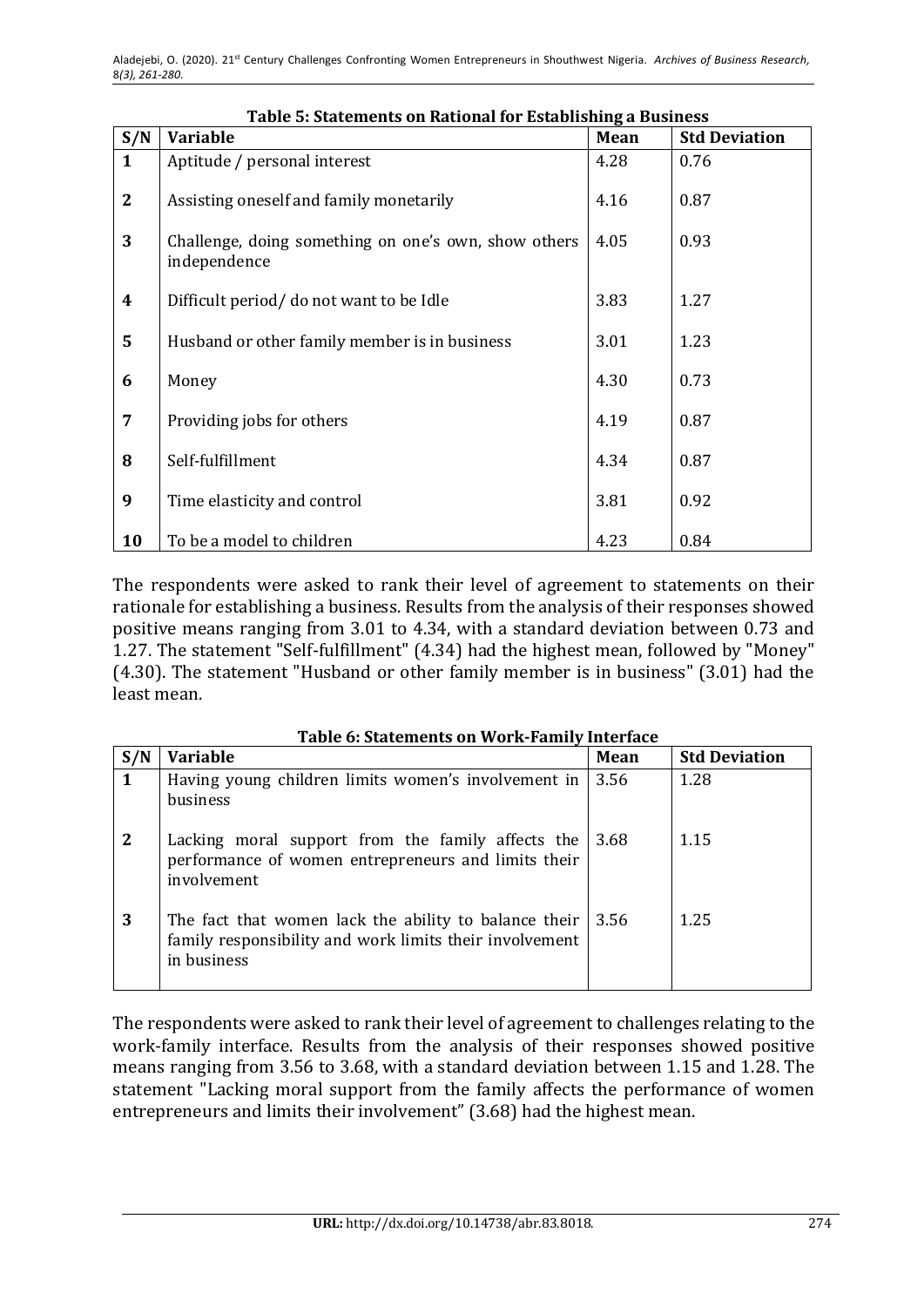**Table 5: Statements on Rational for Establishing a Business**

| S/N | Variable | Mean | Std Deviation |
|---|---|---|---|
| 1 | Aptitude / personal interest | 4.28 | 0.76 |
| 2 | Assisting oneself and family monetarily | 4.16 | 0.87 |
| 3 | Challenge, doing something on one's own, show others independence | 4.05 | 0.93 |
| 4 | Difficult period/ do not want to be Idle | 3.83 | 1.27 |
| 5 | Husband or other family member is in business | 3.01 | 1.23 |
| 6 | Money | 4.30 | 0.73 |
| 7 | Providing jobs for others | 4.19 | 0.87 |
| 8 | Self-fulfillment | 4.34 | 0.87 |
| 9 | Time elasticity and control | 3.81 | 0.92 |
| 10 | To be a model to children | 4.23 | 0.84 |

The respondents were asked to rank their level of agreement to statements on their rationale for establishing a business. Results from the analysis of their responses showed positive means ranging from 3.01 to 4.34, with a standard deviation between 0.73 and 1.27. The statement "Self-fulfillment" (4.34) had the highest mean, followed by "Money" (4.30). The statement "Husband or other family member is in business" (3.01) had the least mean.

**Table 6: Statements on Work-Family Interface**

| S/N | Variable | Mean | Std Deviation |
|---|---|---|---|
| 1 | Having young children limits women's involvement in business | 3.56 | 1.28 |
| 2 | Lacking moral support from the family affects the performance of women entrepreneurs and limits their involvement | 3.68 | 1.15 |
| 3 | The fact that women lack the ability to balance their family responsibility and work limits their involvement in business | 3.56 | 1.25 |

The respondents were asked to rank their level of agreement to challenges relating to the work-family interface. Results from the analysis of their responses showed positive means ranging from 3.56 to 3.68, with a standard deviation between 1.15 and 1.28. The statement "Lacking moral support from the family affects the performance of women entrepreneurs and limits their involvement" (3.68) had the highest mean.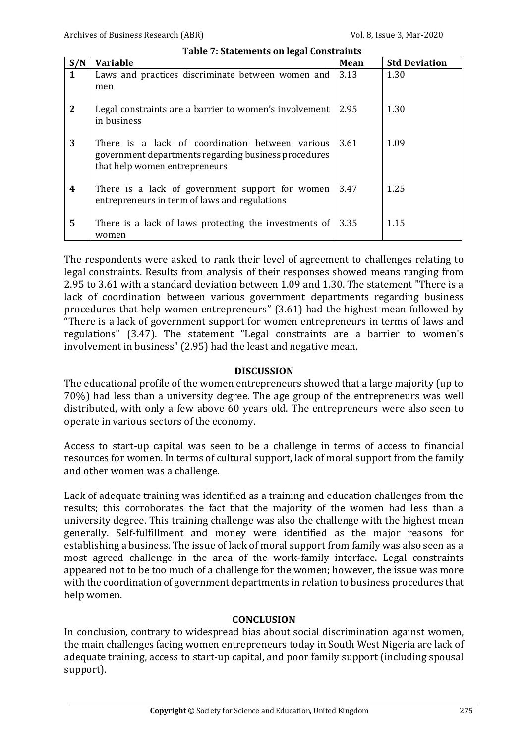**Table 7: Statements on legal Constraints**

| S/N | Variable | Mean | Std Deviation |
|---|---|---|---|
| 1 | Laws and practices discriminate between women and men | 3.13 | 1.30 |
| 2 | Legal constraints are a barrier to women's involvement in business | 2.95 | 1.30 |
| 3 | There is a lack of coordination between various government departments regarding business procedures that help women entrepreneurs | 3.61 | 1.09 |
| 4 | There is a lack of government support for women entrepreneurs in term of laws and regulations | 3.47 | 1.25 |
| 5 | There is a lack of laws protecting the investments of women | 3.35 | 1.15 |

The respondents were asked to rank their level of agreement to challenges relating to legal constraints. Results from analysis of their responses showed means ranging from 2.95 to 3.61 with a standard deviation between 1.09 and 1.30. The statement "There is a lack of coordination between various government departments regarding business procedures that help women entrepreneurs" (3.61) had the highest mean followed by "There is a lack of government support for women entrepreneurs in terms of laws and regulations" (3.47). The statement "Legal constraints are a barrier to women's involvement in business" (2.95) had the least and negative mean.

## DISCUSSION

The educational profile of the women entrepreneurs showed that a large majority (up to 70%) had less than a university degree. The age group of the entrepreneurs was well distributed, with only a few above 60 years old. The entrepreneurs were also seen to operate in various sectors of the economy.

Access to start-up capital was seen to be a challenge in terms of access to financial resources for women. In terms of cultural support, lack of moral support from the family and other women was a challenge.

Lack of adequate training was identified as a training and education challenges from the results; this corroborates the fact that the majority of the women had less than a university degree. This training challenge was also the challenge with the highest mean generally. Self-fulfillment and money were identified as the major reasons for establishing a business. The issue of lack of moral support from family was also seen as a most agreed challenge in the area of the work-family interface. Legal constraints appeared not to be too much of a challenge for the women; however, the issue was more with the coordination of government departments in relation to business procedures that help women.

## CONCLUSION

In conclusion, contrary to widespread bias about social discrimination against women, the main challenges facing women entrepreneurs today in South West Nigeria are lack of adequate training, access to start-up capital, and poor family support (including spousal support).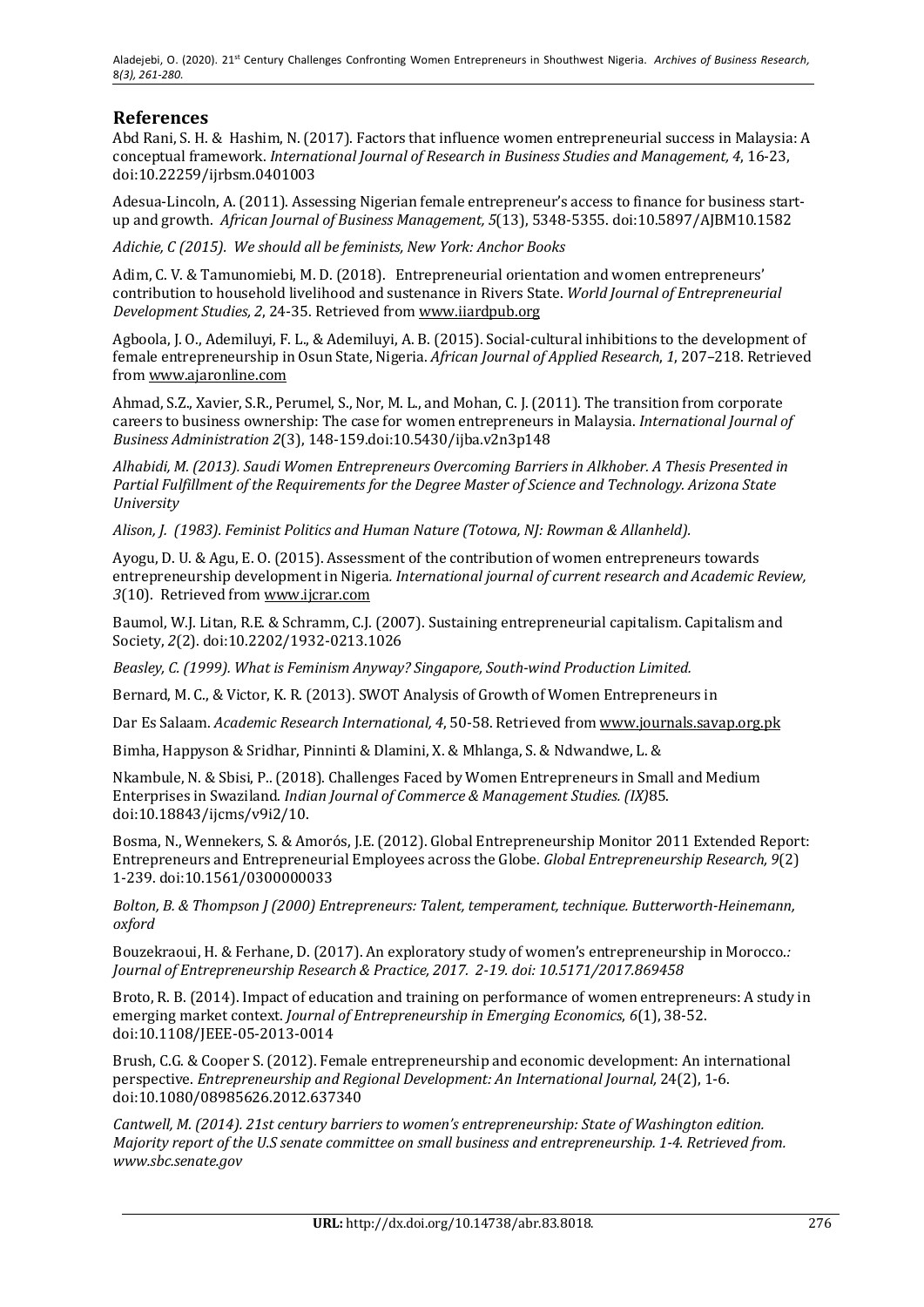## References

Abd Rani, S. H. & Hashim, N. (2017). Factors that influence women entrepreneurial success in Malaysia: A conceptual framework. *International Journal of Research in Business Studies and Management, 4*, 16-23, doi:10.22259/ijrbsm.0401003

Adesua-Lincoln, A. (2011). Assessing Nigerian female entrepreneur's access to finance for business start-up and growth. *African Journal of Business Management, 5*(13), 5348-5355. doi:10.5897/AJBM10.1582

*Adichie, C (2015). We should all be feminists, New York: Anchor Books*

Adim, C. V. & Tamunomiebi, M. D. (2018). Entrepreneurial orientation and women entrepreneurs' contribution to household livelihood and sustenance in Rivers State. *World Journal of Entrepreneurial Development Studies, 2*, 24-35. Retrieved from www.iiardpub.org

Agboola, J. O., Ademiluyi, F. L., & Ademiluyi, A. B. (2015). Social-cultural inhibitions to the development of female entrepreneurship in Osun State, Nigeria. *African Journal of Applied Research*, *1*, 207–218. Retrieved from www.ajaronline.com

Ahmad, S.Z., Xavier, S.R., Perumel, S., Nor, M. L., and Mohan, C. J. (2011). The transition from corporate careers to business ownership: The case for women entrepreneurs in Malaysia. *International Journal of Business Administration 2*(3), 148-159.doi:10.5430/ijba.v2n3p148

*Alhabidi, M. (2013). Saudi Women Entrepreneurs Overcoming Barriers in Alkhober. A Thesis Presented in Partial Fulfillment of the Requirements for the Degree Master of Science and Technology. Arizona State University*

*Alison, J. (1983). Feminist Politics and Human Nature (Totowa, NJ: Rowman & Allanheld).*

Ayogu, D. U. & Agu, E. O. (2015). Assessment of the contribution of women entrepreneurs towards entrepreneurship development in Nigeria. *International journal of current research and Academic Review, 3*(10). Retrieved from www.ijcrar.com

Baumol, W.J. Litan, R.E. & Schramm, C.J. (2007). Sustaining entrepreneurial capitalism. Capitalism and Society, *2*(2). doi:10.2202/1932-0213.1026

*Beasley, C. (1999). What is Feminism Anyway? Singapore, South-wind Production Limited.*

Bernard, M. C., & Victor, K. R. (2013). SWOT Analysis of Growth of Women Entrepreneurs in

Dar Es Salaam. *Academic Research International, 4*, 50-58. Retrieved from www.journals.savap.org.pk

Bimha, Happyson & Sridhar, Pinninti & Dlamini, X. & Mhlanga, S. & Ndwandwe, L. &

Nkambule, N. & Sbisi, P.. (2018). Challenges Faced by Women Entrepreneurs in Small and Medium Enterprises in Swaziland. *Indian Journal of Commerce & Management Studies. (IX)*85. doi:10.18843/ijcms/v9i2/10.

Bosma, N., Wennekers, S. & Amorós, J.E. (2012). Global Entrepreneurship Monitor 2011 Extended Report: Entrepreneurs and Entrepreneurial Employees across the Globe. *Global Entrepreneurship Research, 9*(2) 1-239. doi:10.1561/0300000033

*Bolton, B. & Thompson J (2000) Entrepreneurs: Talent, temperament, technique. Butterworth-Heinemann, oxford*

Bouzekraoui, H. & Ferhane, D. (2017). An exploratory study of women's entrepreneurship in Morocco.*: Journal of Entrepreneurship Research & Practice, 2017. 2-19. doi: 10.5171/2017.869458*

Broto, R. B. (2014). Impact of education and training on performance of women entrepreneurs: A study in emerging market context. *Journal of Entrepreneurship in Emerging Economics*, *6*(1), 38-52. doi:10.1108/JEEE-05-2013-0014

Brush, C.G. & Cooper S. (2012). Female entrepreneurship and economic development: An international perspective. *Entrepreneurship and Regional Development: An International Journal,* 24(2), 1-6. doi:10.1080/08985626.2012.637340

*Cantwell, M. (2014). 21st century barriers to women's entrepreneurship: State of Washington edition. Majority report of the U.S senate committee on small business and entrepreneurship. 1-4. Retrieved from. www.sbc.senate.gov*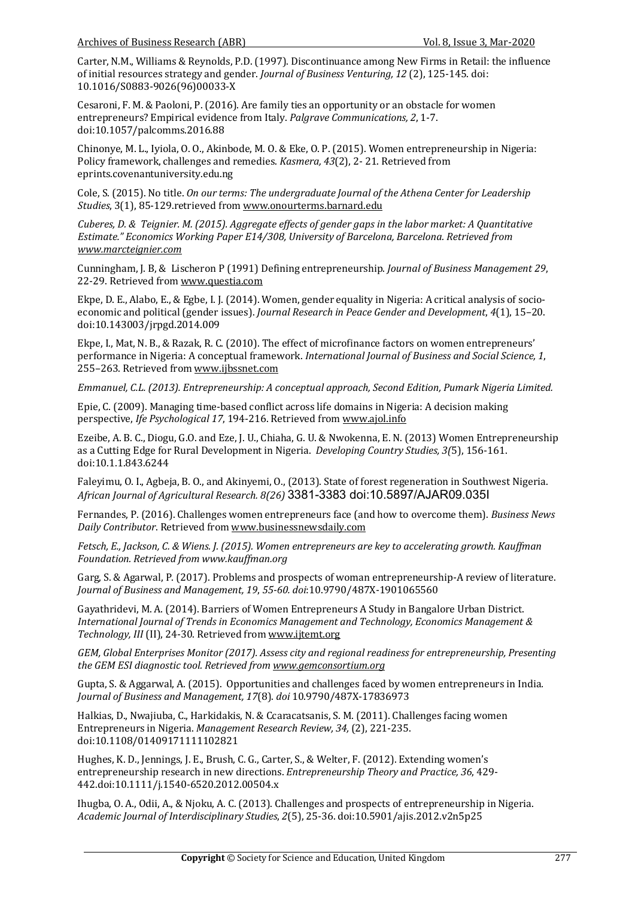Carter, N.M., Williams & Reynolds, P.D. (1997). Discontinuance among New Firms in Retail: the influence of initial resources strategy and gender. *Journal of Business Venturing, 12* (2), 125-145. doi: 10.1016/S0883-9026(96)00033-X

Cesaroni, F. M. & Paoloni, P. (2016). Are family ties an opportunity or an obstacle for women entrepreneurs? Empirical evidence from Italy. *Palgrave Communications, 2*, 1-7. doi:10.1057/palcomms.2016.88

Chinonye, M. L., Iyiola, O. O., Akinbode, M. O. & Eke, O. P. (2015). Women entrepreneurship in Nigeria: Policy framework, challenges and remedies. *Kasmera, 43*(2), 2- 21. Retrieved from eprints.covenantuniversity.edu.ng

Cole, S. (2015). No title. *On our terms: The undergraduate Journal of the Athena Center for Leadership Studies*, 3(1), 85-129.retrieved from www.onourterms.barnard.edu

*Cuberes, D. & Teignier. M. (2015). Aggregate effects of gender gaps in the labor market: A Quantitative Estimate." Economics Working Paper E14/308, University of Barcelona, Barcelona. Retrieved from www.marcteignier.com*

Cunningham, J. B, & Lischeron P (1991) Defining entrepreneurship. *Journal of Business Management 29*, 22-29. Retrieved from www.questia.com

Ekpe, D. E., Alabo, E., & Egbe, I. J. (2014). Women, gender equality in Nigeria: A critical analysis of socio-economic and political (gender issues). *Journal Research in Peace Gender and Development*, *4*(1), 15–20. doi:10.143003/jrpgd.2014.009

Ekpe, I., Mat, N. B., & Razak, R. C. (2010). The effect of microfinance factors on women entrepreneurs' performance in Nigeria: A conceptual framework. *International Journal of Business and Social Science, 1*, 255–263. Retrieved from www.ijbssnet.com

*Emmanuel, C.L. (2013). Entrepreneurship: A conceptual approach, Second Edition, Pumark Nigeria Limited.*

Epie, C. (2009). Managing time-based conflict across life domains in Nigeria: A decision making perspective, *Ife Psychological 17*, 194-216. Retrieved from www.ajol.info

Ezeibe, A. B. C., Diogu, G.O. and Eze, J. U., Chiaha, G. U. & Nwokenna, E. N. (2013) Women Entrepreneurship as a Cutting Edge for Rural Development in Nigeria. *Developing Country Studies, 3(*5), 156-161. doi:10.1.1.843.6244

Faleyimu, O. I., Agbeja, B. O., and Akinyemi, O., (2013). State of forest regeneration in Southwest Nigeria. *African Journal of Agricultural Research. 8(26)* 3381-3383 doi:10.5897/AJAR09.035I

Fernandes, P. (2016). Challenges women entrepreneurs face (and how to overcome them). *Business News Daily Contributor*. Retrieved from www.businessnewsdaily.com

*Fetsch, E., Jackson, C. & Wiens. J. (2015). Women entrepreneurs are key to accelerating growth. Kauffman Foundation. Retrieved from www.kauffman.org*

Garg, S. & Agarwal, P. (2017). Problems and prospects of woman entrepreneurship-A review of literature. *Journal of Business and Management, 19*, *55-60. doi*:10.9790/487X-1901065560

Gayathridevi, M. A. (2014). Barriers of Women Entrepreneurs A Study in Bangalore Urban District. *International Journal of Trends in Economics Management and Technology, Economics Management & Technology, III* (II), 24-30. Retrieved from www.ijtemt.org

*GEM, Global Enterprises Monitor (2017). Assess city and regional readiness for entrepreneurship, Presenting the GEM ESI diagnostic tool. Retrieved from www.gemconsortium.org*

Gupta, S. & Aggarwal, A. (2015). Opportunities and challenges faced by women entrepreneurs in India. *Journal of Business and Management, 17*(8). *doi* 10.9790/487X-17836973

Halkias, D., Nwajiuba, C., Harkidakis, N. & Ccaracatsanis, S. M. (2011). Challenges facing women Entrepreneurs in Nigeria. *Management Research Review, 34,* (2), 221-235. doi:10.1108/01409171111102821

Hughes, K. D., Jennings, J. E., Brush, C. G., Carter, S., & Welter, F. (2012). Extending women's entrepreneurship research in new directions. *Entrepreneurship Theory and Practice, 36*, 429-442.doi:10.1111/j.1540-6520.2012.00504.x

Ihugba, O. A., Odii, A., & Njoku, A. C. (2013). Challenges and prospects of entrepreneurship in Nigeria. *Academic Journal of Interdisciplinary Studies*, *2*(5), 25-36. doi:10.5901/ajis.2012.v2n5p25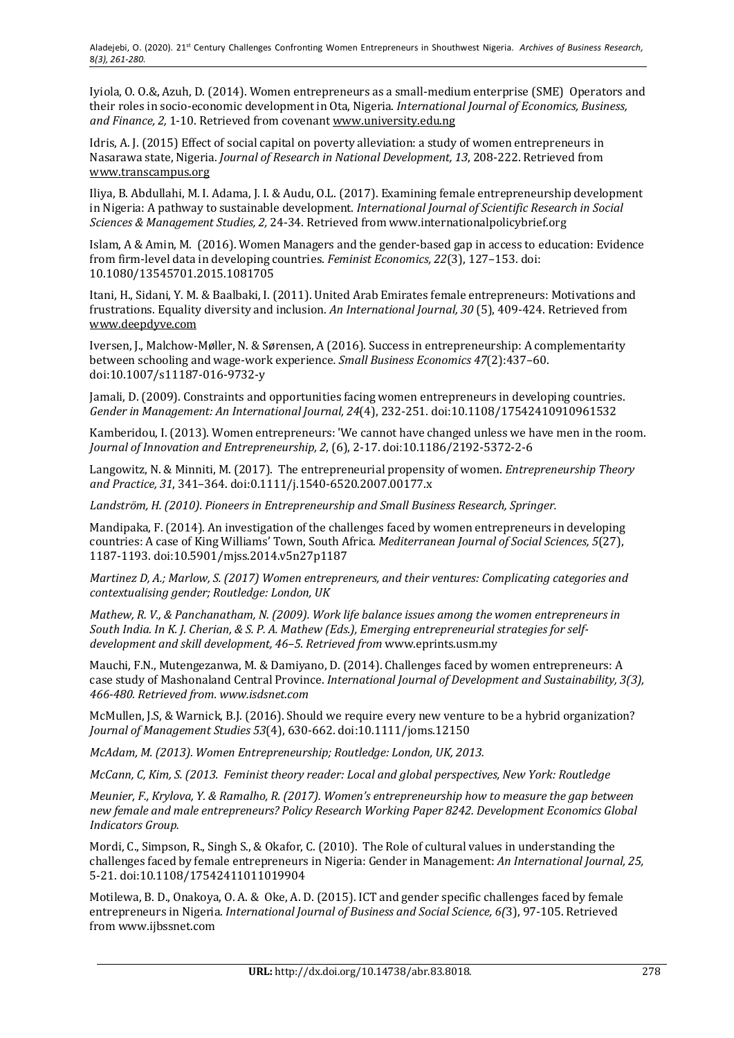Iyiola, O. O.&, Azuh, D. (2014). Women entrepreneurs as a small-medium enterprise (SME) Operators and their roles in socio-economic development in Ota, Nigeria. *International Journal of Economics, Business, and Finance, 2,* 1-10. Retrieved from covenant www.university.edu.ng

Idris, A. J. (2015) Effect of social capital on poverty alleviation: a study of women entrepreneurs in Nasarawa state, Nigeria. *Journal of Research in National Development, 13*, 208-222. Retrieved from www.transcampus.org

Iliya, B. Abdullahi, M. I. Adama, J. I. & Audu, O.L. (2017). Examining female entrepreneurship development in Nigeria: A pathway to sustainable development. *International Journal of Scientific Research in Social Sciences & Management Studies, 2,* 24-34. Retrieved from www.internationalpolicybrief.org

Islam, A & Amin, M. (2016). Women Managers and the gender-based gap in access to education: Evidence from firm-level data in developing countries. *Feminist Economics, 22*(3), 127–153. doi: 10.1080/13545701.2015.1081705

Itani, H., Sidani, Y. M. & Baalbaki, I. (2011). United Arab Emirates female entrepreneurs: Motivations and frustrations. Equality diversity and inclusion. *An International Journal, 30* (5), 409-424. Retrieved from www.deepdyve.com

Iversen, J., Malchow-Møller, N. & Sørensen, A (2016). Success in entrepreneurship: A complementarity between schooling and wage-work experience*. Small Business Economics 47*(2):437–60. doi:10.1007/s11187-016-9732-y

Jamali, D. (2009). Constraints and opportunities facing women entrepreneurs in developing countries. *Gender in Management: An International Journal, 24*(4), 232-251. doi:10.1108/17542410910961532

Kamberidou, I. (2013). Women entrepreneurs: 'We cannot have changed unless we have men in the room. *Journal of Innovation and Entrepreneurship, 2*, (6), 2-17. doi:10.1186/2192-5372-2-6

Langowitz, N. & Minniti, M. (2017). The entrepreneurial propensity of women. *Entrepreneurship Theory and Practice, 31*, 341–364. doi:0.1111/j.1540-6520.2007.00177.x

*Landström, H. (2010). Pioneers in Entrepreneurship and Small Business Research, Springer.*

Mandipaka, F. (2014). An investigation of the challenges faced by women entrepreneurs in developing countries: A case of King Williams' Town, South Africa. *Mediterranean Journal of Social Sciences, 5*(27), 1187-1193. doi:10.5901/mjss.2014.v5n27p1187

*Martinez D, A.; Marlow, S. (2017) Women entrepreneurs, and their ventures: Complicating categories and contextualising gender; Routledge: London, UK*

*Mathew, R. V., & Panchanatham, N. (2009). Work life balance issues among the women entrepreneurs in South India. In K. J. Cherian, & S. P. A. Mathew (Eds.), Emerging entrepreneurial strategies for self-development and skill development, 46–5. Retrieved from* www.eprints.usm.my

Mauchi, F.N., Mutengezanwa, M. & Damiyano, D. (2014). Challenges faced by women entrepreneurs: A case study of Mashonaland Central Province. *International Journal of Development and Sustainability, 3(3), 466-480. Retrieved from. www.isdsnet.com*

McMullen, J.S, & Warnick, B.J. (2016). Should we require every new venture to be a hybrid organization? *Journal of Management Studies 53*(4), 630-662. doi:10.1111/joms.12150

*McAdam, M. (2013). Women Entrepreneurship; Routledge: London, UK, 2013.*

*McCann, C, Kim, S. (2013. Feminist theory reader: Local and global perspectives, New York: Routledge*

*Meunier, F., Krylova, Y. & Ramalho, R. (2017). Women's entrepreneurship how to measure the gap between new female and male entrepreneurs? Policy Research Working Paper 8242. Development Economics Global Indicators Group.*

Mordi, C., Simpson, R., Singh S., & Okafor, C. (2010). The Role of cultural values in understanding the challenges faced by female entrepreneurs in Nigeria: Gender in Management: *An International Journal, 25,* 5-21. doi:10.1108/17542411011019904

Motilewa, B. D., Onakoya, O. A. & Oke, A. D. (2015). ICT and gender specific challenges faced by female entrepreneurs in Nigeria. *International Journal of Business and Social Science, 6(*3), 97-105. Retrieved from www.ijbssnet.com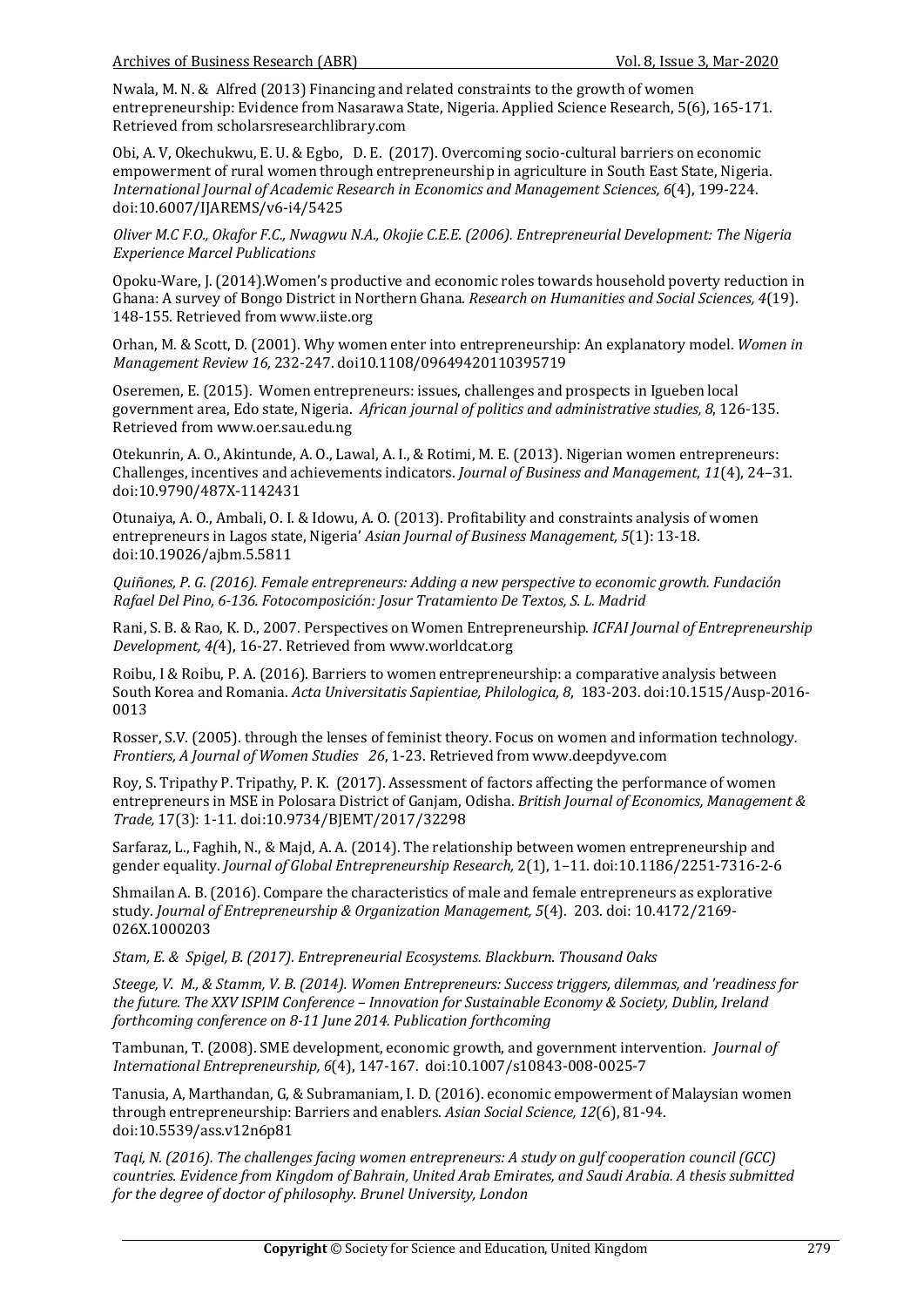Nwala, M. N. & Alfred (2013) Financing and related constraints to the growth of women entrepreneurship: Evidence from Nasarawa State, Nigeria. Applied Science Research, 5(6), 165-171. Retrieved from scholarsresearchlibrary.com

Obi, A. V, Okechukwu, E. U. & Egbo, D. E. (2017). Overcoming socio-cultural barriers on economic empowerment of rural women through entrepreneurship in agriculture in South East State, Nigeria. *International Journal of Academic Research in Economics and Management Sciences, 6*(4), 199-224. doi:10.6007/IJAREMS/v6-i4/5425

*Oliver M.C F.O., Okafor F.C., Nwagwu N.A., Okojie C.E.E. (2006). Entrepreneurial Development: The Nigeria Experience Marcel Publications*

Opoku-Ware, J. (2014).Women's productive and economic roles towards household poverty reduction in Ghana: A survey of Bongo District in Northern Ghana. *Research on Humanities and Social Sciences, 4*(19). 148-155. Retrieved from www.iiste.org

Orhan, M. & Scott, D. (2001). Why women enter into entrepreneurship: An explanatory model. *Women in Management Review 16,* 232-247. doi10.1108/09649420110395719

Oseremen, E. (2015). Women entrepreneurs: issues, challenges and prospects in Igueben local government area, Edo state, Nigeria. *African journal of politics and administrative studies, 8*, 126-135. Retrieved from www.oer.sau.edu.ng

Otekunrin, A. O., Akintunde, A. O., Lawal, A. I., & Rotimi, M. E. (2013). Nigerian women entrepreneurs: Challenges, incentives and achievements indicators. *Journal of Business and Management*, *11*(4), 24–31. doi:10.9790/487X-1142431

Otunaiya, A. O., Ambali, O. I. & Idowu, A. O. (2013). Profitability and constraints analysis of women entrepreneurs in Lagos state, Nigeria' *Asian Journal of Business Management, 5*(1): 13-18. doi:10.19026/ajbm.5.5811

*Quiñones, P. G. (2016). Female entrepreneurs: Adding a new perspective to economic growth. Fundación Rafael Del Pino, 6-136. Fotocomposición: Josur Tratamiento De Textos, S. L. Madrid*

Rani, S. B. & Rao, K. D., 2007. Perspectives on Women Entrepreneurship. *ICFAI Journal of Entrepreneurship Development, 4(*4), 16-27. Retrieved from www.worldcat.org

Roibu, I & Roibu, P. A. (2016). Barriers to women entrepreneurship: a comparative analysis between South Korea and Romania. *Acta Universitatis Sapientiae, Philologica, 8*, 183-203. doi:10.1515/Ausp-2016-0013

Rosser, S.V. (2005). through the lenses of feminist theory. Focus on women and information technology*. Frontiers, A Journal of Women Studies 26*, 1-23. Retrieved from www.deepdyve.com

Roy, S. Tripathy P. Tripathy, P. K. (2017). Assessment of factors affecting the performance of women entrepreneurs in MSE in Polosara District of Ganjam, Odisha. *British Journal of Economics, Management & Trade,* 17(3): 1-11. doi:10.9734/BJEMT/2017/32298

Sarfaraz, L., Faghih, N., & Majd, A. A. (2014). The relationship between women entrepreneurship and gender equality. *Journal of Global Entrepreneurship Research,* 2(1), 1–11. doi:10.1186/2251-7316-2-6

Shmailan A. B. (2016). Compare the characteristics of male and female entrepreneurs as explorative study. *Journal of Entrepreneurship & Organization Management, 5*(4). 203. doi: 10.4172/2169-026X.1000203

*Stam, E. & Spigel, B. (2017). Entrepreneurial Ecosystems. Blackburn. Thousand Oaks*

*Steege, V. M., & Stamm, V. B. (2014). Women Entrepreneurs: Success triggers, dilemmas, and 'readiness for the future. The XXV ISPIM Conference – Innovation for Sustainable Economy & Society, Dublin, Ireland forthcoming conference on 8-11 June 2014. Publication forthcoming*

Tambunan, T. (2008). SME development, economic growth, and government intervention. *Journal of International Entrepreneurship, 6*(4), 147-167. doi:10.1007/s10843-008-0025-7

Tanusia, A, Marthandan, G, & Subramaniam, I. D. (2016). economic empowerment of Malaysian women through entrepreneurship: Barriers and enablers. *Asian Social Science, 12*(6), 81-94. doi:10.5539/ass.v12n6p81

*Taqi, N. (2016). The challenges facing women entrepreneurs: A study on gulf cooperation council (GCC) countries. Evidence from Kingdom of Bahrain, United Arab Emirates, and Saudi Arabia. A thesis submitted for the degree of doctor of philosophy. Brunel University, London*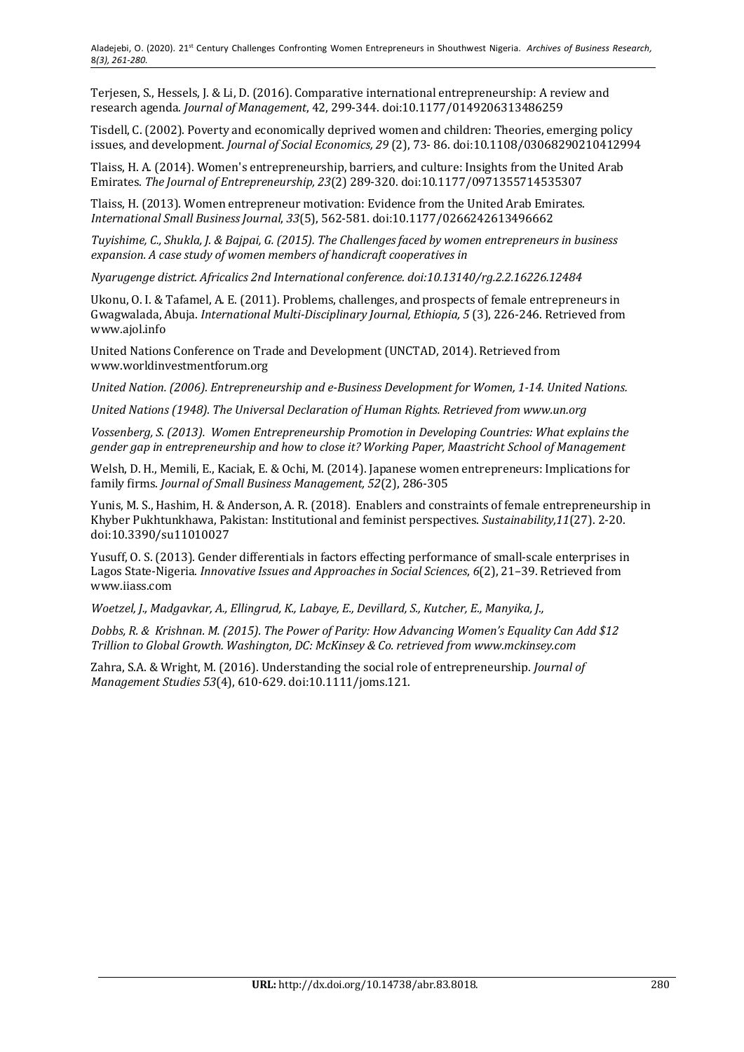Terjesen, S., Hessels, J. & Li, D. (2016). Comparative international entrepreneurship: A review and research agenda. *Journal of Management*, 42, 299-344. doi:10.1177/0149206313486259

Tisdell, C. (2002). Poverty and economically deprived women and children: Theories, emerging policy issues, and development. *Journal of Social Economics, 29* (2), 73- 86. doi:10.1108/03068290210412994

Tlaiss, H. A. (2014). Women's entrepreneurship, barriers, and culture: Insights from the United Arab Emirates. *The Journal of Entrepreneurship, 23*(2) 289-320. doi:10.1177/0971355714535307

Tlaiss, H. (2013). Women entrepreneur motivation: Evidence from the United Arab Emirates. *International Small Business Journal*, *33*(5), 562-581. doi:10.1177/0266242613496662

*Tuyishime, C., Shukla, J. & Bajpai, G. (2015). The Challenges faced by women entrepreneurs in business expansion. A case study of women members of handicraft cooperatives in*

*Nyarugenge district. Africalics 2nd International conference. doi:10.13140/rg.2.2.16226.12484*

Ukonu, O. I. & Tafamel, A. E. (2011). Problems, challenges, and prospects of female entrepreneurs in Gwagwalada, Abuja. *International Multi-Disciplinary Journal, Ethiopia, 5* (3), 226-246. Retrieved from www.ajol.info

United Nations Conference on Trade and Development (UNCTAD, 2014). Retrieved from www.worldinvestmentforum.org

*United Nation. (2006). Entrepreneurship and e-Business Development for Women, 1-14. United Nations.*

*United Nations (1948). The Universal Declaration of Human Rights. Retrieved from www.un.org*

*Vossenberg, S. (2013). Women Entrepreneurship Promotion in Developing Countries: What explains the gender gap in entrepreneurship and how to close it? Working Paper, Maastricht School of Management*

Welsh, D. H., Memili, E., Kaciak, E. & Ochi, M. (2014). Japanese women entrepreneurs: Implications for family firms. *Journal of Small Business Management, 52*(2), 286-305

Yunis, M. S., Hashim, H. & Anderson, A. R. (2018). Enablers and constraints of female entrepreneurship in Khyber Pukhtunkhawa, Pakistan: Institutional and feminist perspectives. *Sustainability,11*(27). 2-20. doi:10.3390/su11010027

Yusuff, O. S. (2013). Gender differentials in factors effecting performance of small-scale enterprises in Lagos State-Nigeria. *Innovative Issues and Approaches in Social Sciences*, *6*(2), 21–39. Retrieved from www.iiass.com

*Woetzel, J., Madgavkar, A., Ellingrud, K., Labaye, E., Devillard, S., Kutcher, E., Manyika, J.,*

*Dobbs, R. & Krishnan. M. (2015). The Power of Parity: How Advancing Women's Equality Can Add $12 Trillion to Global Growth. Washington, DC: McKinsey & Co. retrieved from www.mckinsey.com*

Zahra, S.A. & Wright, M. (2016). Understanding the social role of entrepreneurship. *Journal of Management Studies 53*(4), 610-629. doi:10.1111/joms.121.